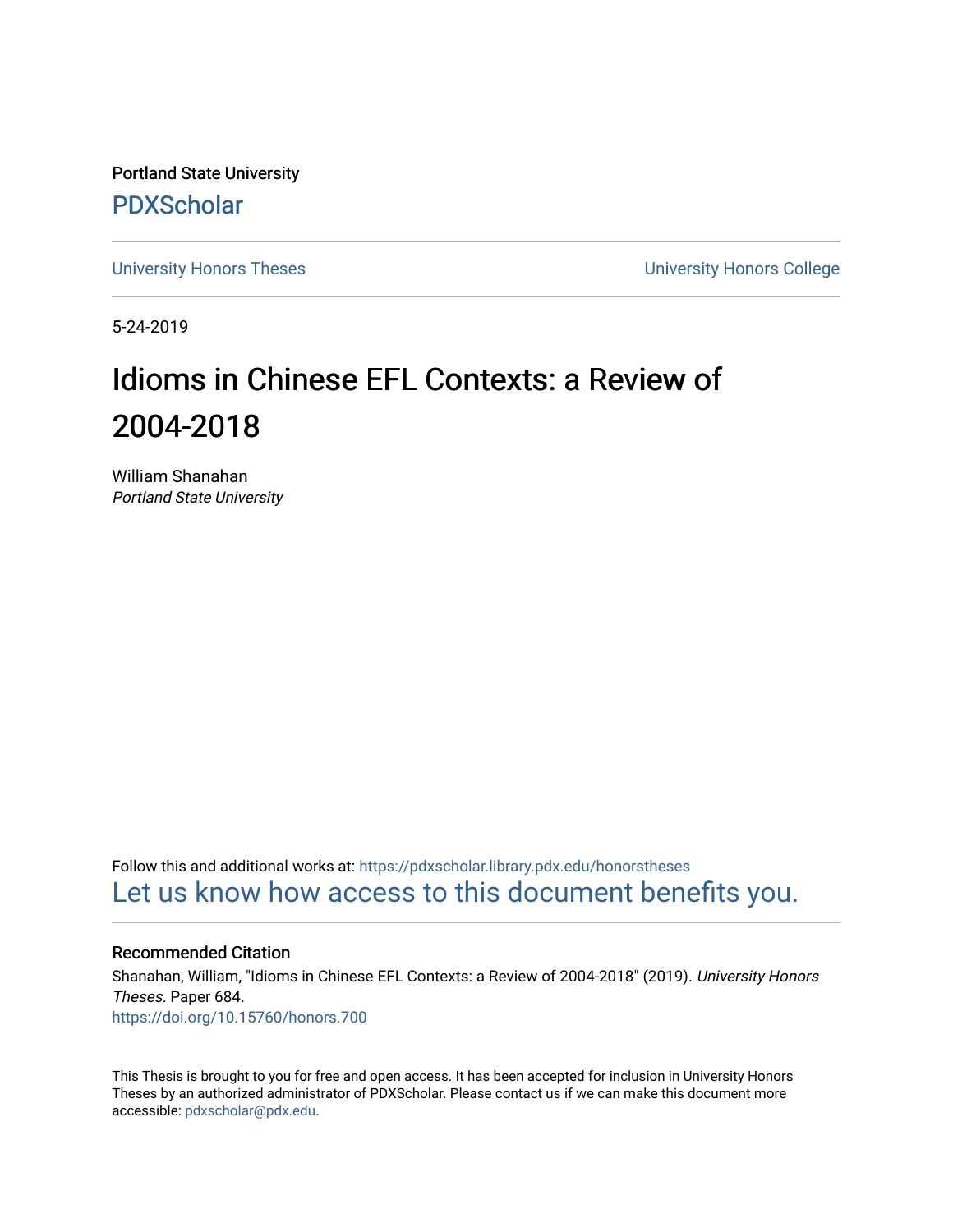Portland State University

PDXScholar

University Honors Theses

University Honors College

5-24-2019

# Idioms in Chinese EFL Contexts: a Review of 2004-2018

William Shanahan
*Portland State University*

Follow this and additional works at: https://pdxscholar.library.pdx.edu/honorstheses

Let us know how access to this document benefits you.

## Recommended Citation

Shanahan, William, "Idioms in Chinese EFL Contexts: a Review of 2004-2018" (2019). *University Honors Theses.* Paper 684.
https://doi.org/10.15760/honors.700

This Thesis is brought to you for free and open access. It has been accepted for inclusion in University Honors Theses by an authorized administrator of PDXScholar. Please contact us if we can make this document more accessible: pdxscholar@pdx.edu.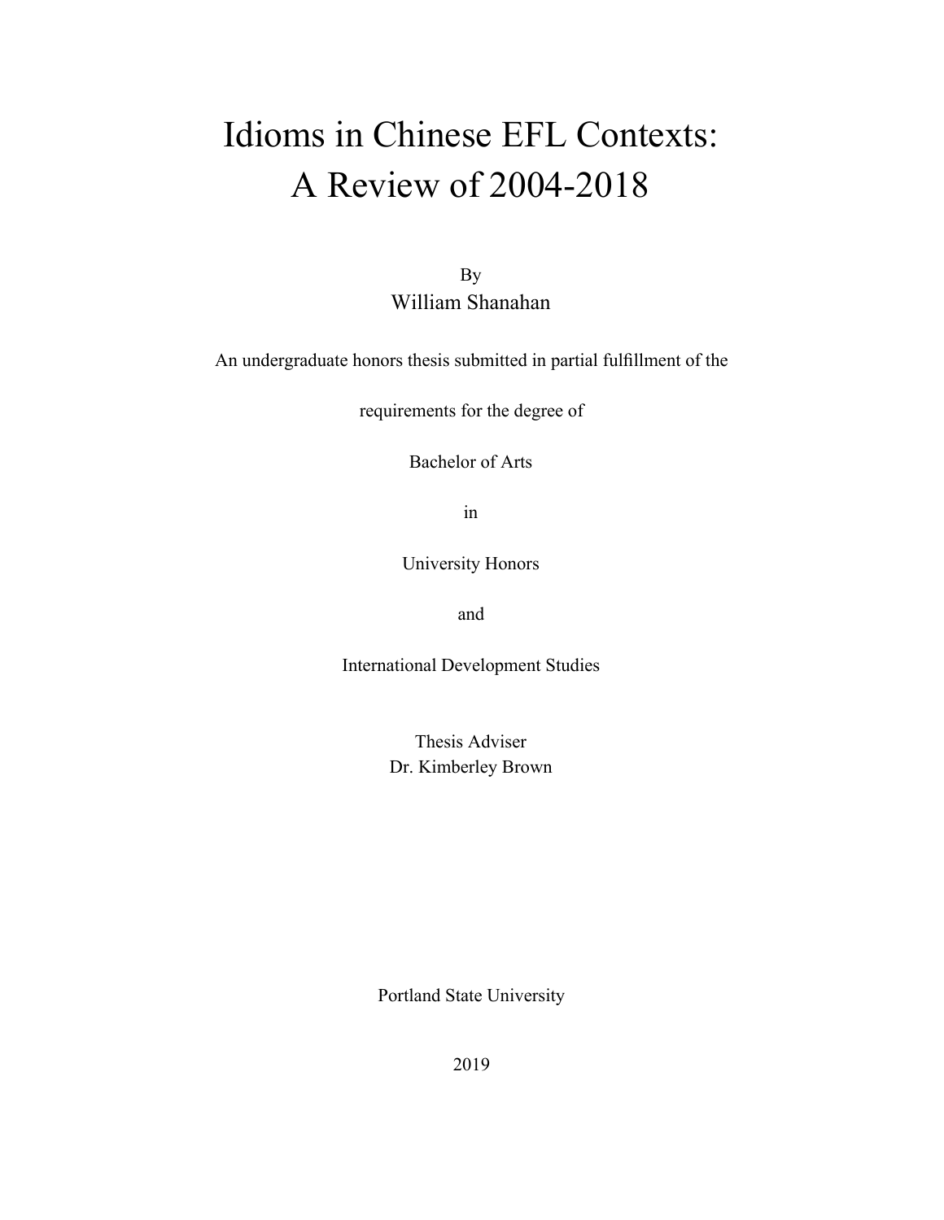# Idioms in Chinese EFL Contexts: A Review of 2004-2018

By

William Shanahan

An undergraduate honors thesis submitted in partial fulfillment of the

requirements for the degree of

Bachelor of Arts

in

University Honors

and

International Development Studies

Thesis Adviser

Dr. Kimberley Brown

Portland State University

2019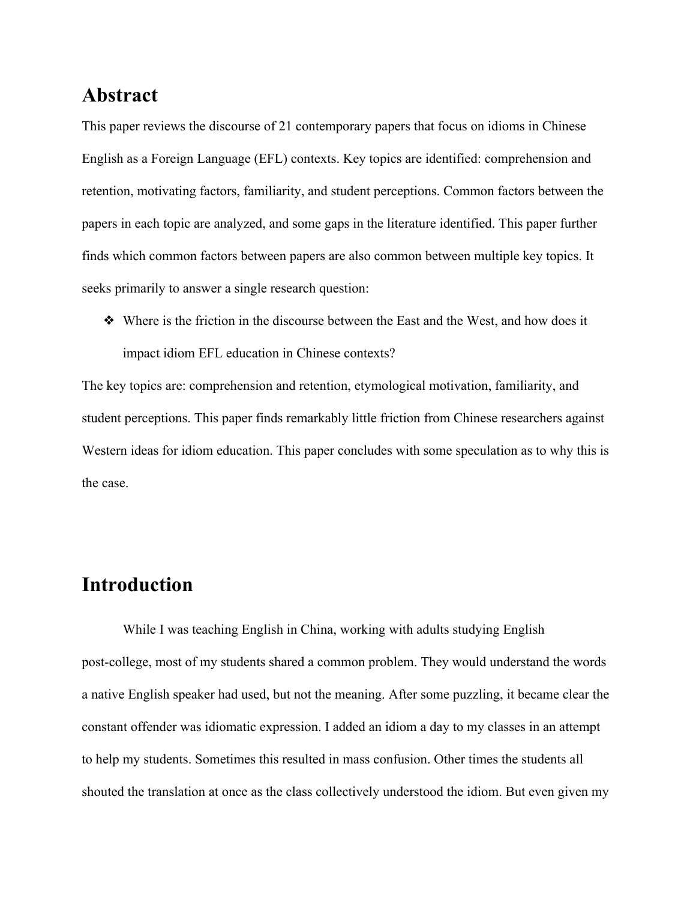# Abstract

This paper reviews the discourse of 21 contemporary papers that focus on idioms in Chinese English as a Foreign Language (EFL) contexts. Key topics are identified: comprehension and retention, motivating factors, familiarity, and student perceptions. Common factors between the papers in each topic are analyzed, and some gaps in the literature identified. This paper further finds which common factors between papers are also common between multiple key topics. It seeks primarily to answer a single research question:

- Where is the friction in the discourse between the East and the West, and how does it impact idiom EFL education in Chinese contexts?

The key topics are: comprehension and retention, etymological motivation, familiarity, and student perceptions. This paper finds remarkably little friction from Chinese researchers against Western ideas for idiom education. This paper concludes with some speculation as to why this is the case.

# Introduction

While I was teaching English in China, working with adults studying English post-college, most of my students shared a common problem. They would understand the words a native English speaker had used, but not the meaning. After some puzzling, it became clear the constant offender was idiomatic expression. I added an idiom a day to my classes in an attempt to help my students. Sometimes this resulted in mass confusion. Other times the students all shouted the translation at once as the class collectively understood the idiom. But even given my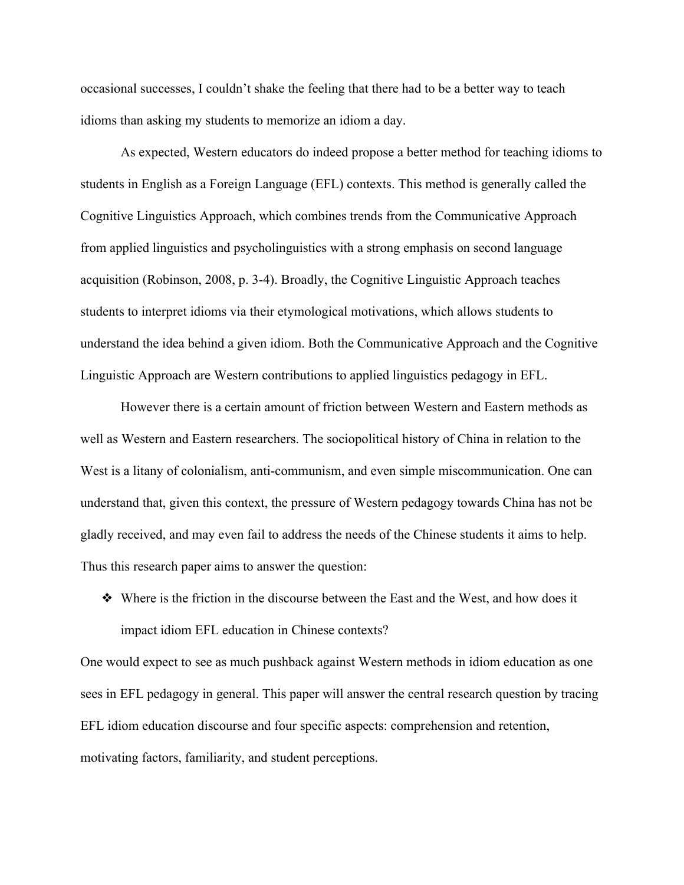occasional successes, I couldn't shake the feeling that there had to be a better way to teach idioms than asking my students to memorize an idiom a day.

As expected, Western educators do indeed propose a better method for teaching idioms to students in English as a Foreign Language (EFL) contexts. This method is generally called the Cognitive Linguistics Approach, which combines trends from the Communicative Approach from applied linguistics and psycholinguistics with a strong emphasis on second language acquisition (Robinson, 2008, p. 3-4). Broadly, the Cognitive Linguistic Approach teaches students to interpret idioms via their etymological motivations, which allows students to understand the idea behind a given idiom. Both the Communicative Approach and the Cognitive Linguistic Approach are Western contributions to applied linguistics pedagogy in EFL.

However there is a certain amount of friction between Western and Eastern methods as well as Western and Eastern researchers. The sociopolitical history of China in relation to the West is a litany of colonialism, anti-communism, and even simple miscommunication. One can understand that, given this context, the pressure of Western pedagogy towards China has not be gladly received, and may even fail to address the needs of the Chinese students it aims to help. Thus this research paper aims to answer the question:

- Where is the friction in the discourse between the East and the West, and how does it impact idiom EFL education in Chinese contexts?

One would expect to see as much pushback against Western methods in idiom education as one sees in EFL pedagogy in general. This paper will answer the central research question by tracing EFL idiom education discourse and four specific aspects: comprehension and retention, motivating factors, familiarity, and student perceptions.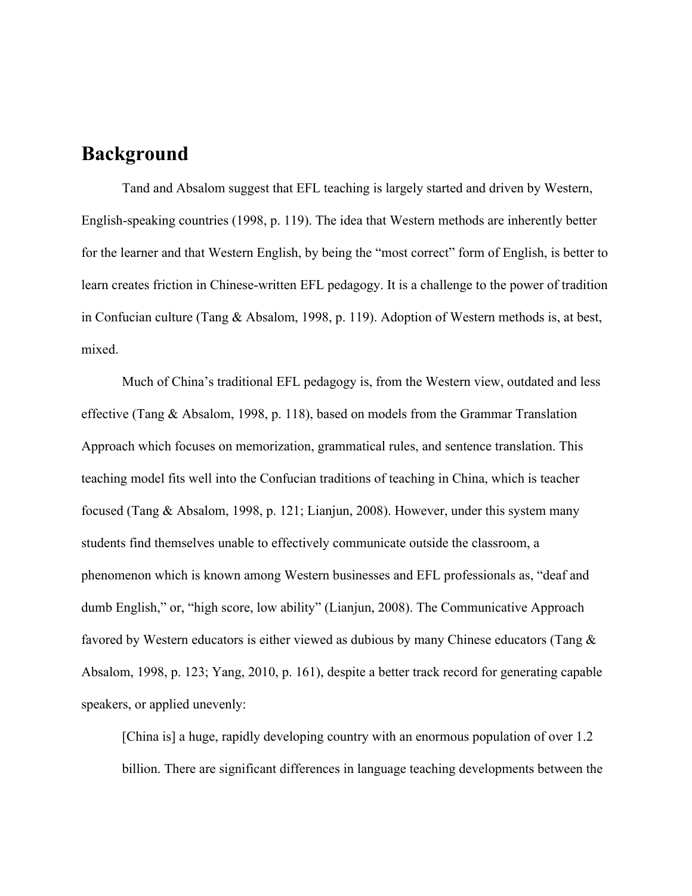## Background

Tand and Absalom suggest that EFL teaching is largely started and driven by Western, English-speaking countries (1998, p. 119). The idea that Western methods are inherently better for the learner and that Western English, by being the "most correct" form of English, is better to learn creates friction in Chinese-written EFL pedagogy. It is a challenge to the power of tradition in Confucian culture (Tang & Absalom, 1998, p. 119). Adoption of Western methods is, at best, mixed.

Much of China's traditional EFL pedagogy is, from the Western view, outdated and less effective (Tang & Absalom, 1998, p. 118), based on models from the Grammar Translation Approach which focuses on memorization, grammatical rules, and sentence translation. This teaching model fits well into the Confucian traditions of teaching in China, which is teacher focused (Tang & Absalom, 1998, p. 121; Lianjun, 2008). However, under this system many students find themselves unable to effectively communicate outside the classroom, a phenomenon which is known among Western businesses and EFL professionals as, "deaf and dumb English," or, "high score, low ability" (Lianjun, 2008). The Communicative Approach favored by Western educators is either viewed as dubious by many Chinese educators (Tang & Absalom, 1998, p. 123; Yang, 2010, p. 161), despite a better track record for generating capable speakers, or applied unevenly:

> [China is] a huge, rapidly developing country with an enormous population of over 1.2 billion. There are significant differences in language teaching developments between the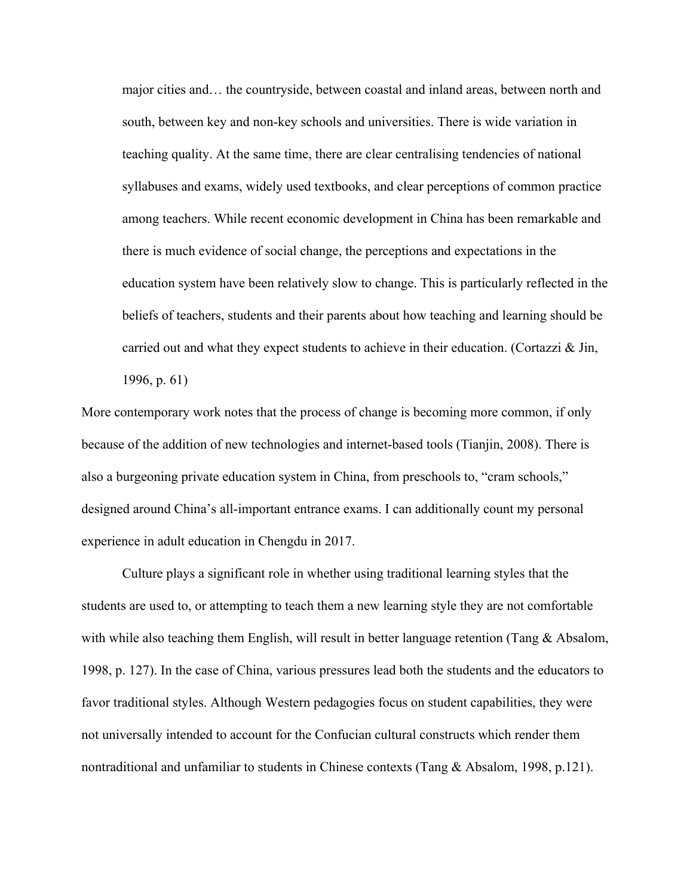> major cities and… the countryside, between coastal and inland areas, between north and south, between key and non-key schools and universities. There is wide variation in teaching quality. At the same time, there are clear centralising tendencies of national syllabuses and exams, widely used textbooks, and clear perceptions of common practice among teachers. While recent economic development in China has been remarkable and there is much evidence of social change, the perceptions and expectations in the education system have been relatively slow to change. This is particularly reflected in the beliefs of teachers, students and their parents about how teaching and learning should be carried out and what they expect students to achieve in their education. (Cortazzi & Jin, 1996, p. 61)

More contemporary work notes that the process of change is becoming more common, if only because of the addition of new technologies and internet-based tools (Tianjin, 2008). There is also a burgeoning private education system in China, from preschools to, "cram schools," designed around China's all-important entrance exams. I can additionally count my personal experience in adult education in Chengdu in 2017.

Culture plays a significant role in whether using traditional learning styles that the students are used to, or attempting to teach them a new learning style they are not comfortable with while also teaching them English, will result in better language retention (Tang & Absalom, 1998, p. 127). In the case of China, various pressures lead both the students and the educators to favor traditional styles. Although Western pedagogies focus on student capabilities, they were not universally intended to account for the Confucian cultural constructs which render them nontraditional and unfamiliar to students in Chinese contexts (Tang & Absalom, 1998, p.121).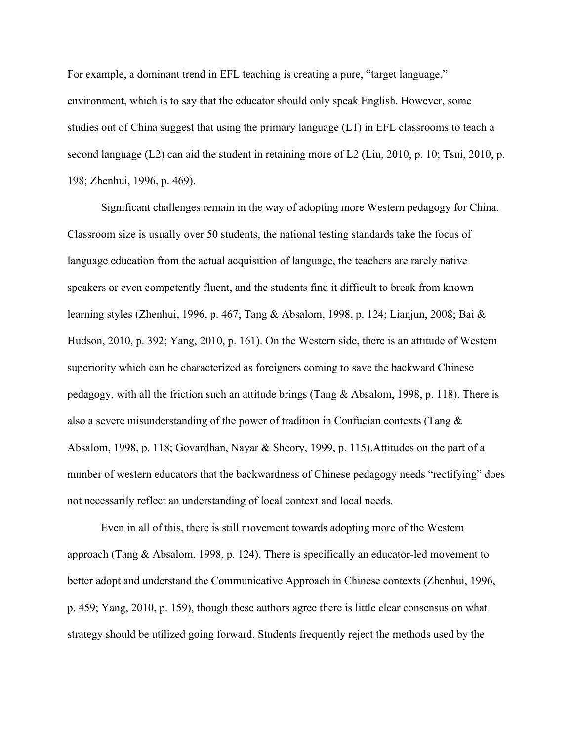For example, a dominant trend in EFL teaching is creating a pure, "target language," environment, which is to say that the educator should only speak English. However, some studies out of China suggest that using the primary language (L1) in EFL classrooms to teach a second language (L2) can aid the student in retaining more of L2 (Liu, 2010, p. 10; Tsui, 2010, p. 198; Zhenhui, 1996, p. 469).

Significant challenges remain in the way of adopting more Western pedagogy for China. Classroom size is usually over 50 students, the national testing standards take the focus of language education from the actual acquisition of language, the teachers are rarely native speakers or even competently fluent, and the students find it difficult to break from known learning styles (Zhenhui, 1996, p. 467; Tang & Absalom, 1998, p. 124; Lianjun, 2008; Bai & Hudson, 2010, p. 392; Yang, 2010, p. 161). On the Western side, there is an attitude of Western superiority which can be characterized as foreigners coming to save the backward Chinese pedagogy, with all the friction such an attitude brings (Tang & Absalom, 1998, p. 118). There is also a severe misunderstanding of the power of tradition in Confucian contexts (Tang & Absalom, 1998, p. 118; Govardhan, Nayar & Sheory, 1999, p. 115).Attitudes on the part of a number of western educators that the backwardness of Chinese pedagogy needs "rectifying" does not necessarily reflect an understanding of local context and local needs.

Even in all of this, there is still movement towards adopting more of the Western approach (Tang & Absalom, 1998, p. 124). There is specifically an educator-led movement to better adopt and understand the Communicative Approach in Chinese contexts (Zhenhui, 1996, p. 459; Yang, 2010, p. 159), though these authors agree there is little clear consensus on what strategy should be utilized going forward. Students frequently reject the methods used by the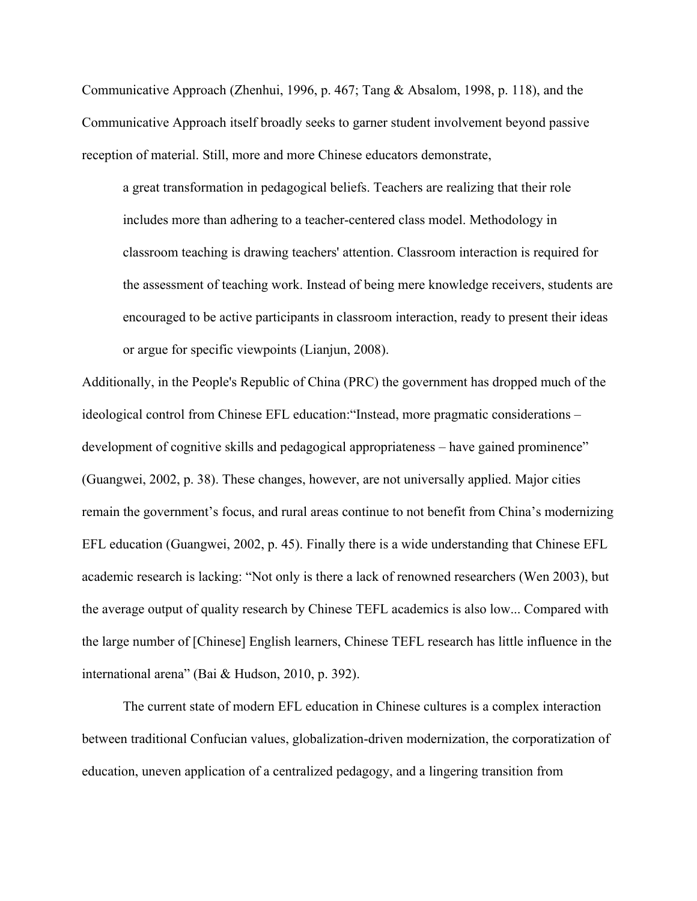Communicative Approach (Zhenhui, 1996, p. 467; Tang & Absalom, 1998, p. 118), and the Communicative Approach itself broadly seeks to garner student involvement beyond passive reception of material. Still, more and more Chinese educators demonstrate,

> a great transformation in pedagogical beliefs. Teachers are realizing that their role includes more than adhering to a teacher-centered class model. Methodology in classroom teaching is drawing teachers' attention. Classroom interaction is required for the assessment of teaching work. Instead of being mere knowledge receivers, students are encouraged to be active participants in classroom interaction, ready to present their ideas or argue for specific viewpoints (Lianjun, 2008).

Additionally, in the People's Republic of China (PRC) the government has dropped much of the ideological control from Chinese EFL education:"Instead, more pragmatic considerations – development of cognitive skills and pedagogical appropriateness – have gained prominence" (Guangwei, 2002, p. 38). These changes, however, are not universally applied. Major cities remain the government's focus, and rural areas continue to not benefit from China's modernizing EFL education (Guangwei, 2002, p. 45). Finally there is a wide understanding that Chinese EFL academic research is lacking: "Not only is there a lack of renowned researchers (Wen 2003), but the average output of quality research by Chinese TEFL academics is also low... Compared with the large number of [Chinese] English learners, Chinese TEFL research has little influence in the international arena" (Bai & Hudson, 2010, p. 392).

The current state of modern EFL education in Chinese cultures is a complex interaction between traditional Confucian values, globalization-driven modernization, the corporatization of education, uneven application of a centralized pedagogy, and a lingering transition from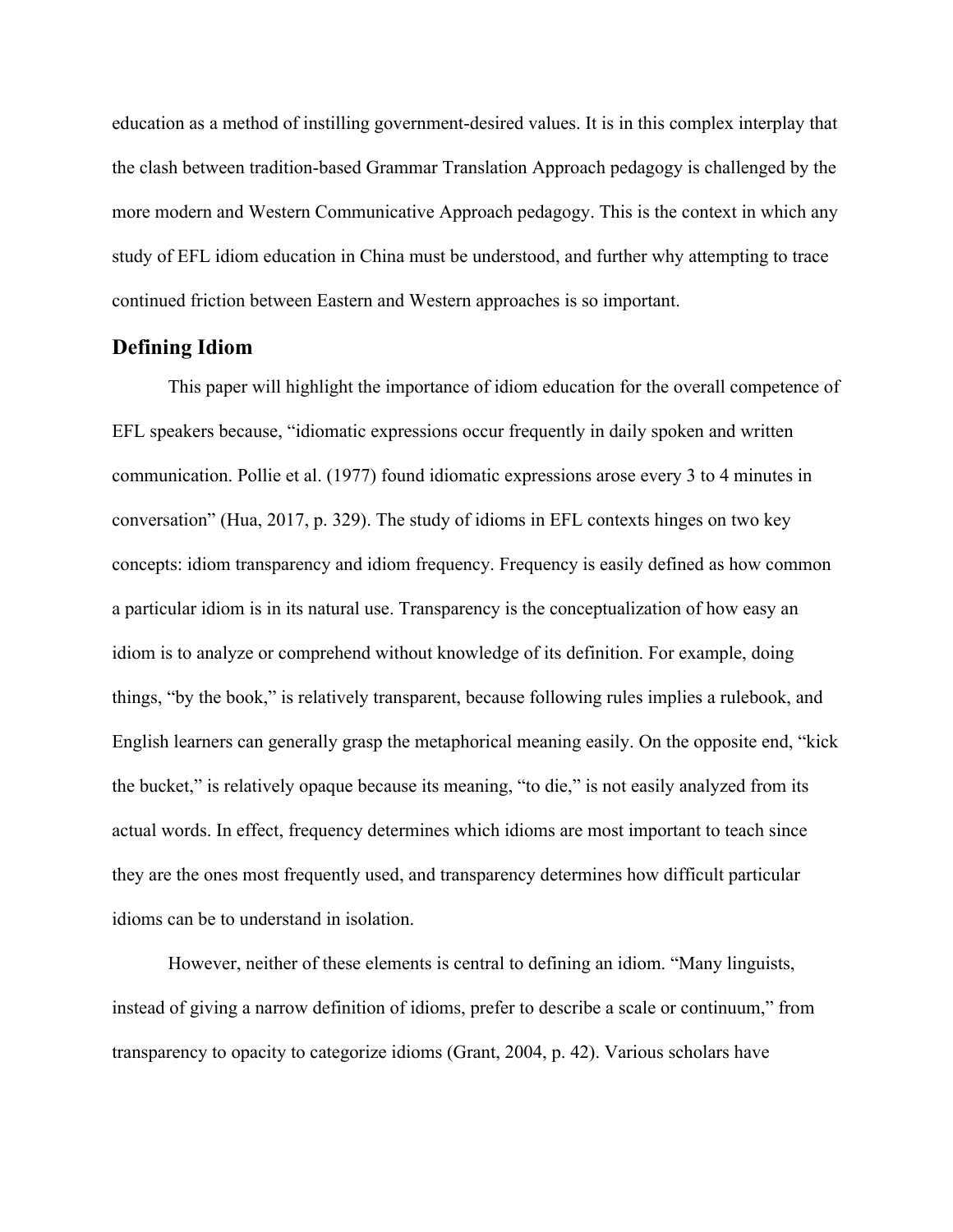education as a method of instilling government-desired values. It is in this complex interplay that the clash between tradition-based Grammar Translation Approach pedagogy is challenged by the more modern and Western Communicative Approach pedagogy. This is the context in which any study of EFL idiom education in China must be understood, and further why attempting to trace continued friction between Eastern and Western approaches is so important.

## Defining Idiom

This paper will highlight the importance of idiom education for the overall competence of EFL speakers because, "idiomatic expressions occur frequently in daily spoken and written communication. Pollie et al. (1977) found idiomatic expressions arose every 3 to 4 minutes in conversation" (Hua, 2017, p. 329). The study of idioms in EFL contexts hinges on two key concepts: idiom transparency and idiom frequency. Frequency is easily defined as how common a particular idiom is in its natural use. Transparency is the conceptualization of how easy an idiom is to analyze or comprehend without knowledge of its definition. For example, doing things, "by the book," is relatively transparent, because following rules implies a rulebook, and English learners can generally grasp the metaphorical meaning easily. On the opposite end, "kick the bucket," is relatively opaque because its meaning, "to die," is not easily analyzed from its actual words. In effect, frequency determines which idioms are most important to teach since they are the ones most frequently used, and transparency determines how difficult particular idioms can be to understand in isolation.

However, neither of these elements is central to defining an idiom. "Many linguists, instead of giving a narrow definition of idioms, prefer to describe a scale or continuum," from transparency to opacity to categorize idioms (Grant, 2004, p. 42). Various scholars have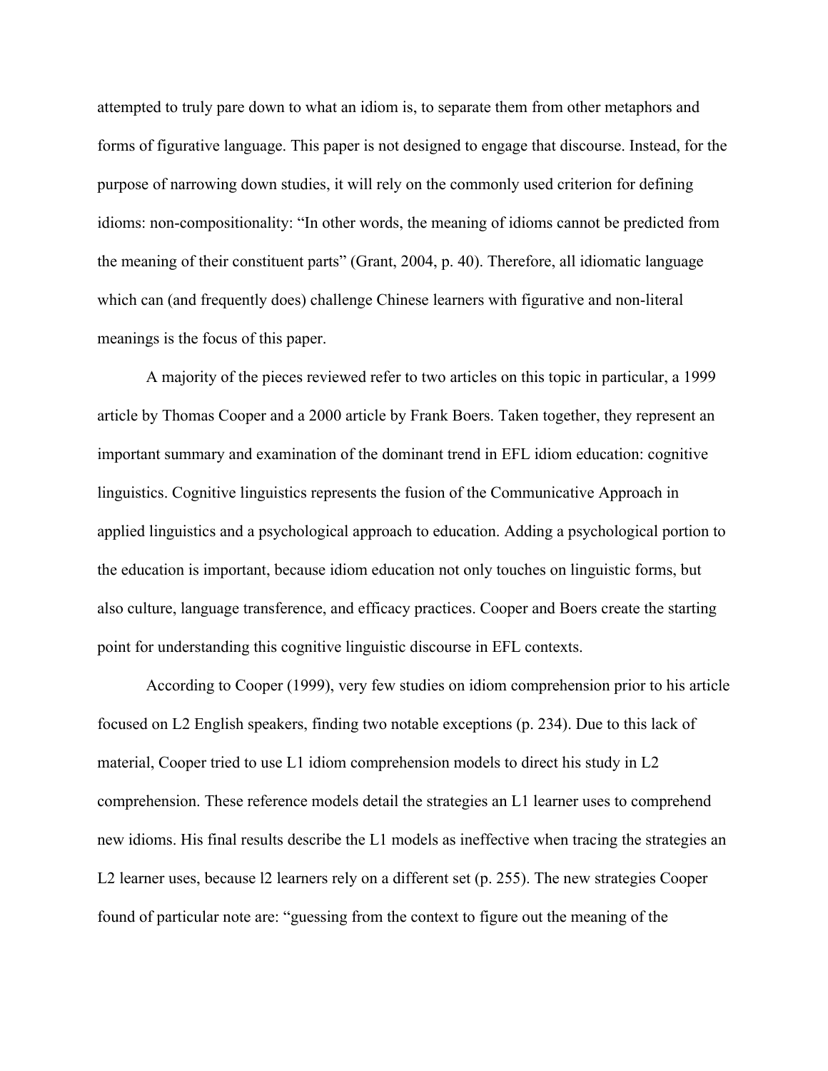attempted to truly pare down to what an idiom is, to separate them from other metaphors and forms of figurative language. This paper is not designed to engage that discourse. Instead, for the purpose of narrowing down studies, it will rely on the commonly used criterion for defining idioms: non-compositionality: "In other words, the meaning of idioms cannot be predicted from the meaning of their constituent parts" (Grant, 2004, p. 40). Therefore, all idiomatic language which can (and frequently does) challenge Chinese learners with figurative and non-literal meanings is the focus of this paper.

A majority of the pieces reviewed refer to two articles on this topic in particular, a 1999 article by Thomas Cooper and a 2000 article by Frank Boers. Taken together, they represent an important summary and examination of the dominant trend in EFL idiom education: cognitive linguistics. Cognitive linguistics represents the fusion of the Communicative Approach in applied linguistics and a psychological approach to education. Adding a psychological portion to the education is important, because idiom education not only touches on linguistic forms, but also culture, language transference, and efficacy practices. Cooper and Boers create the starting point for understanding this cognitive linguistic discourse in EFL contexts.

According to Cooper (1999), very few studies on idiom comprehension prior to his article focused on L2 English speakers, finding two notable exceptions (p. 234). Due to this lack of material, Cooper tried to use L1 idiom comprehension models to direct his study in L2 comprehension. These reference models detail the strategies an L1 learner uses to comprehend new idioms. His final results describe the L1 models as ineffective when tracing the strategies an L2 learner uses, because l2 learners rely on a different set (p. 255). The new strategies Cooper found of particular note are: "guessing from the context to figure out the meaning of the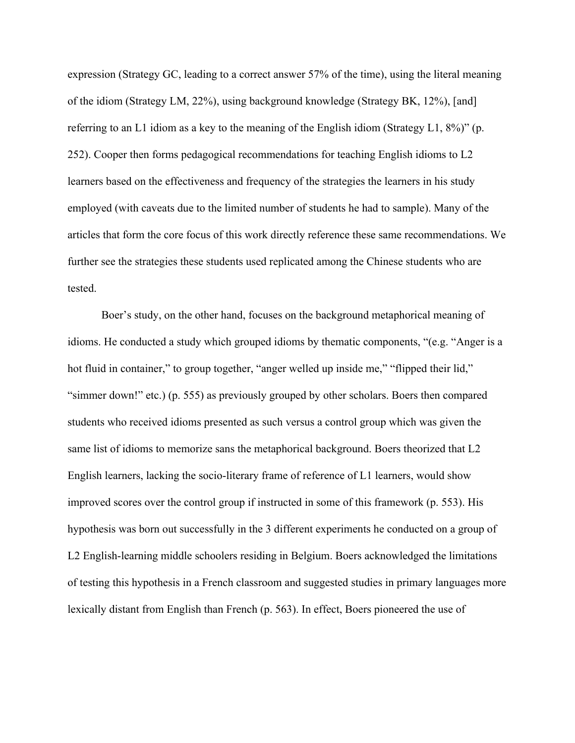expression (Strategy GC, leading to a correct answer 57% of the time), using the literal meaning of the idiom (Strategy LM, 22%), using background knowledge (Strategy BK, 12%), [and] referring to an L1 idiom as a key to the meaning of the English idiom (Strategy L1, 8%)" (p. 252). Cooper then forms pedagogical recommendations for teaching English idioms to L2 learners based on the effectiveness and frequency of the strategies the learners in his study employed (with caveats due to the limited number of students he had to sample). Many of the articles that form the core focus of this work directly reference these same recommendations. We further see the strategies these students used replicated among the Chinese students who are tested.

Boer's study, on the other hand, focuses on the background metaphorical meaning of idioms. He conducted a study which grouped idioms by thematic components, "(e.g. "Anger is a hot fluid in container," to group together, "anger welled up inside me," "flipped their lid," "simmer down!" etc.) (p. 555) as previously grouped by other scholars. Boers then compared students who received idioms presented as such versus a control group which was given the same list of idioms to memorize sans the metaphorical background. Boers theorized that L2 English learners, lacking the socio-literary frame of reference of L1 learners, would show improved scores over the control group if instructed in some of this framework (p. 553). His hypothesis was born out successfully in the 3 different experiments he conducted on a group of L2 English-learning middle schoolers residing in Belgium. Boers acknowledged the limitations of testing this hypothesis in a French classroom and suggested studies in primary languages more lexically distant from English than French (p. 563). In effect, Boers pioneered the use of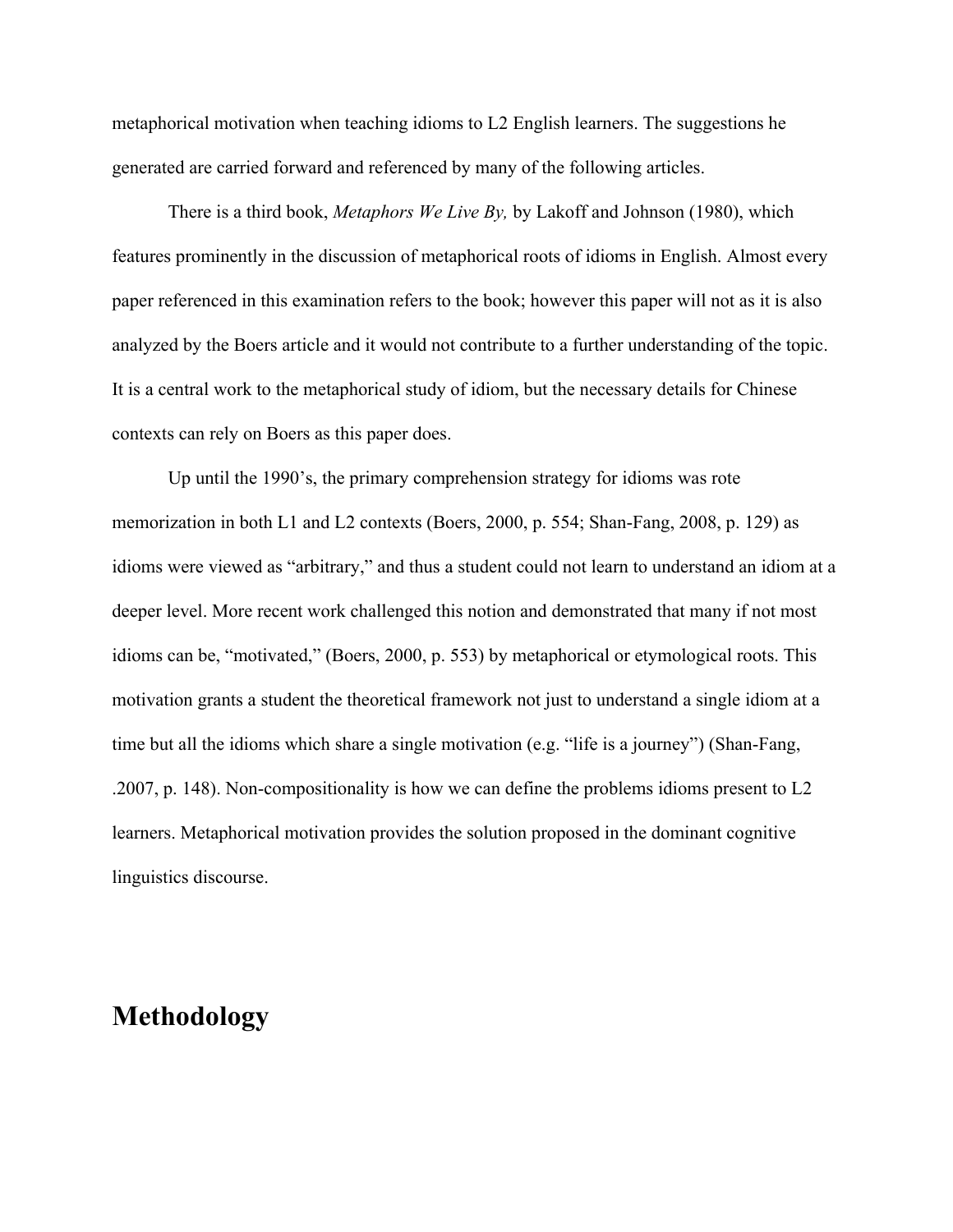metaphorical motivation when teaching idioms to L2 English learners. The suggestions he generated are carried forward and referenced by many of the following articles.

There is a third book, *Metaphors We Live By,* by Lakoff and Johnson (1980), which features prominently in the discussion of metaphorical roots of idioms in English. Almost every paper referenced in this examination refers to the book; however this paper will not as it is also analyzed by the Boers article and it would not contribute to a further understanding of the topic. It is a central work to the metaphorical study of idiom, but the necessary details for Chinese contexts can rely on Boers as this paper does.

Up until the 1990's, the primary comprehension strategy for idioms was rote memorization in both L1 and L2 contexts (Boers, 2000, p. 554; Shan-Fang, 2008, p. 129) as idioms were viewed as "arbitrary," and thus a student could not learn to understand an idiom at a deeper level. More recent work challenged this notion and demonstrated that many if not most idioms can be, "motivated," (Boers, 2000, p. 553) by metaphorical or etymological roots. This motivation grants a student the theoretical framework not just to understand a single idiom at a time but all the idioms which share a single motivation (e.g. "life is a journey") (Shan-Fang, .2007, p. 148). Non-compositionality is how we can define the problems idioms present to L2 learners. Metaphorical motivation provides the solution proposed in the dominant cognitive linguistics discourse.

# Methodology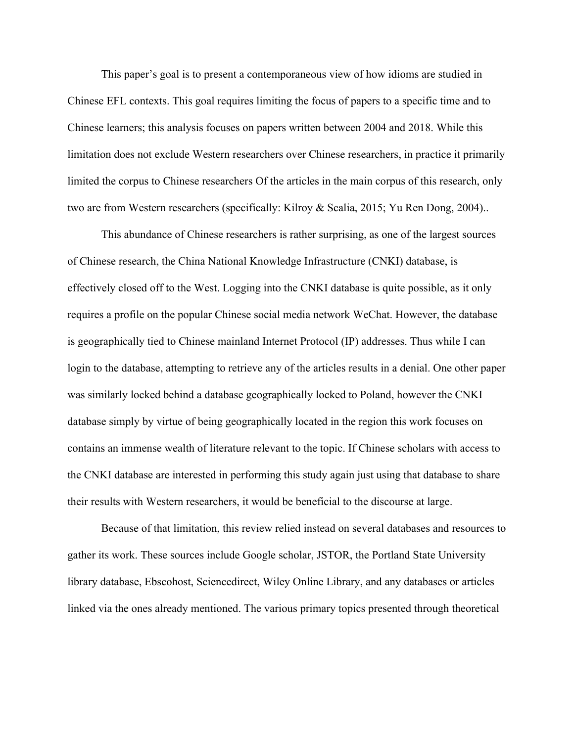This paper's goal is to present a contemporaneous view of how idioms are studied in Chinese EFL contexts. This goal requires limiting the focus of papers to a specific time and to Chinese learners; this analysis focuses on papers written between 2004 and 2018. While this limitation does not exclude Western researchers over Chinese researchers, in practice it primarily limited the corpus to Chinese researchers Of the articles in the main corpus of this research, only two are from Western researchers (specifically: Kilroy & Scalia, 2015; Yu Ren Dong, 2004)..

This abundance of Chinese researchers is rather surprising, as one of the largest sources of Chinese research, the China National Knowledge Infrastructure (CNKI) database, is effectively closed off to the West. Logging into the CNKI database is quite possible, as it only requires a profile on the popular Chinese social media network WeChat. However, the database is geographically tied to Chinese mainland Internet Protocol (IP) addresses. Thus while I can login to the database, attempting to retrieve any of the articles results in a denial. One other paper was similarly locked behind a database geographically locked to Poland, however the CNKI database simply by virtue of being geographically located in the region this work focuses on contains an immense wealth of literature relevant to the topic. If Chinese scholars with access to the CNKI database are interested in performing this study again just using that database to share their results with Western researchers, it would be beneficial to the discourse at large.

Because of that limitation, this review relied instead on several databases and resources to gather its work. These sources include Google scholar, JSTOR, the Portland State University library database, Ebscohost, Sciencedirect, Wiley Online Library, and any databases or articles linked via the ones already mentioned. The various primary topics presented through theoretical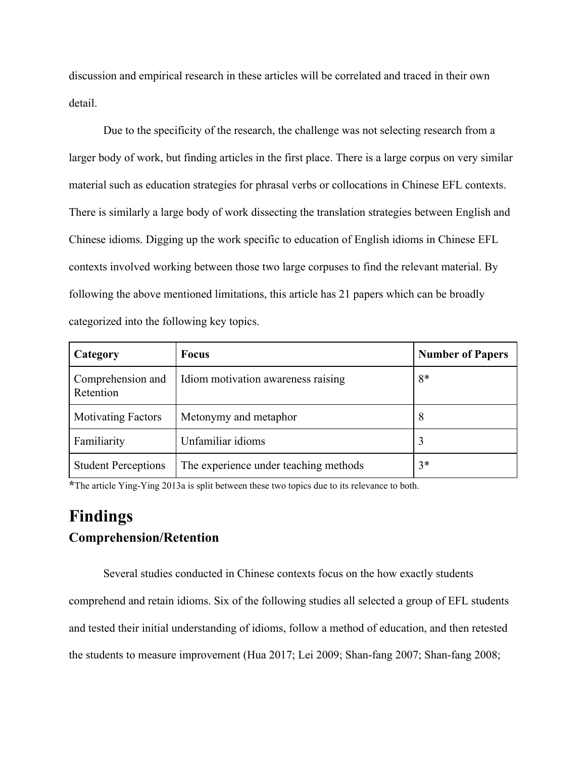discussion and empirical research in these articles will be correlated and traced in their own detail.

Due to the specificity of the research, the challenge was not selecting research from a larger body of work, but finding articles in the first place. There is a large corpus on very similar material such as education strategies for phrasal verbs or collocations in Chinese EFL contexts. There is similarly a large body of work dissecting the translation strategies between English and Chinese idioms. Digging up the work specific to education of English idioms in Chinese EFL contexts involved working between those two large corpuses to find the relevant material. By following the above mentioned limitations, this article has 21 papers which can be broadly categorized into the following key topics.

| **Category** | **Focus** | **Number of Papers** |
|---|---|---|
| Comprehension and Retention | Idiom motivation awareness raising | 8* |
| Motivating Factors | Metonymy and metaphor | 8 |
| Familiarity | Unfamiliar idioms | 3 |
| Student Perceptions | The experience under teaching methods | 3* |

*The article Ying-Ying 2013a is split between these two topics due to its relevance to both.

# Findings

## Comprehension/Retention

Several studies conducted in Chinese contexts focus on the how exactly students comprehend and retain idioms. Six of the following studies all selected a group of EFL students and tested their initial understanding of idioms, follow a method of education, and then retested the students to measure improvement (Hua 2017; Lei 2009; Shan-fang 2007; Shan-fang 2008;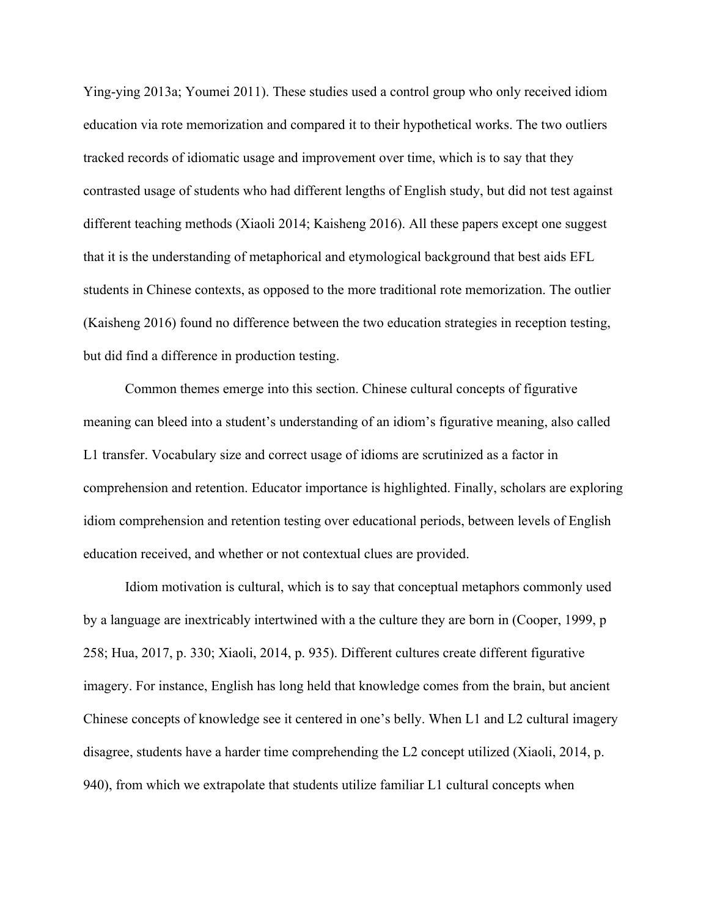Ying-ying 2013a; Youmei 2011). These studies used a control group who only received idiom education via rote memorization and compared it to their hypothetical works. The two outliers tracked records of idiomatic usage and improvement over time, which is to say that they contrasted usage of students who had different lengths of English study, but did not test against different teaching methods (Xiaoli 2014; Kaisheng 2016). All these papers except one suggest that it is the understanding of metaphorical and etymological background that best aids EFL students in Chinese contexts, as opposed to the more traditional rote memorization. The outlier (Kaisheng 2016) found no difference between the two education strategies in reception testing, but did find a difference in production testing.

Common themes emerge into this section. Chinese cultural concepts of figurative meaning can bleed into a student's understanding of an idiom's figurative meaning, also called L1 transfer. Vocabulary size and correct usage of idioms are scrutinized as a factor in comprehension and retention. Educator importance is highlighted. Finally, scholars are exploring idiom comprehension and retention testing over educational periods, between levels of English education received, and whether or not contextual clues are provided.

Idiom motivation is cultural, which is to say that conceptual metaphors commonly used by a language are inextricably intertwined with a the culture they are born in (Cooper, 1999, p 258; Hua, 2017, p. 330; Xiaoli, 2014, p. 935). Different cultures create different figurative imagery. For instance, English has long held that knowledge comes from the brain, but ancient Chinese concepts of knowledge see it centered in one's belly. When L1 and L2 cultural imagery disagree, students have a harder time comprehending the L2 concept utilized (Xiaoli, 2014, p. 940), from which we extrapolate that students utilize familiar L1 cultural concepts when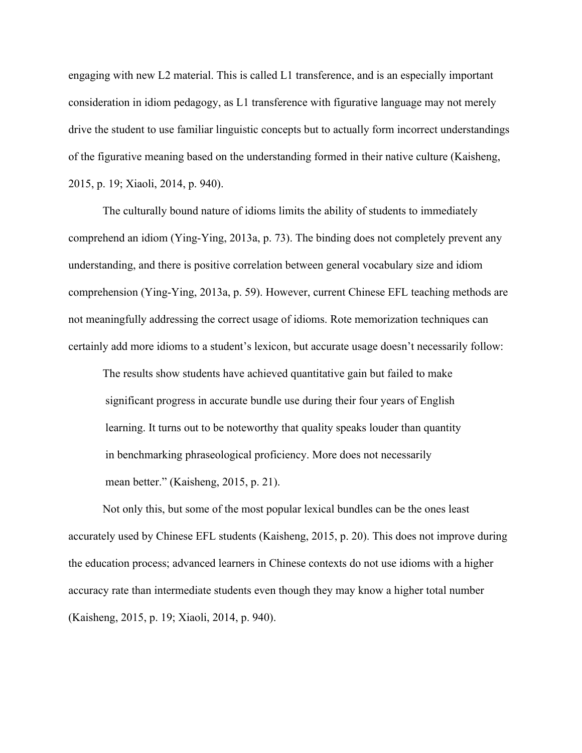engaging with new L2 material. This is called L1 transference, and is an especially important consideration in idiom pedagogy, as L1 transference with figurative language may not merely drive the student to use familiar linguistic concepts but to actually form incorrect understandings of the figurative meaning based on the understanding formed in their native culture (Kaisheng, 2015, p. 19; Xiaoli, 2014, p. 940).

The culturally bound nature of idioms limits the ability of students to immediately comprehend an idiom (Ying-Ying, 2013a, p. 73). The binding does not completely prevent any understanding, and there is positive correlation between general vocabulary size and idiom comprehension (Ying-Ying, 2013a, p. 59). However, current Chinese EFL teaching methods are not meaningfully addressing the correct usage of idioms. Rote memorization techniques can certainly add more idioms to a student's lexicon, but accurate usage doesn't necessarily follow:

> The results show students have achieved quantitative gain but failed to make significant progress in accurate bundle use during their four years of English learning. It turns out to be noteworthy that quality speaks louder than quantity in benchmarking phraseological proficiency. More does not necessarily mean better." (Kaisheng, 2015, p. 21).

Not only this, but some of the most popular lexical bundles can be the ones least accurately used by Chinese EFL students (Kaisheng, 2015, p. 20). This does not improve during the education process; advanced learners in Chinese contexts do not use idioms with a higher accuracy rate than intermediate students even though they may know a higher total number (Kaisheng, 2015, p. 19; Xiaoli, 2014, p. 940).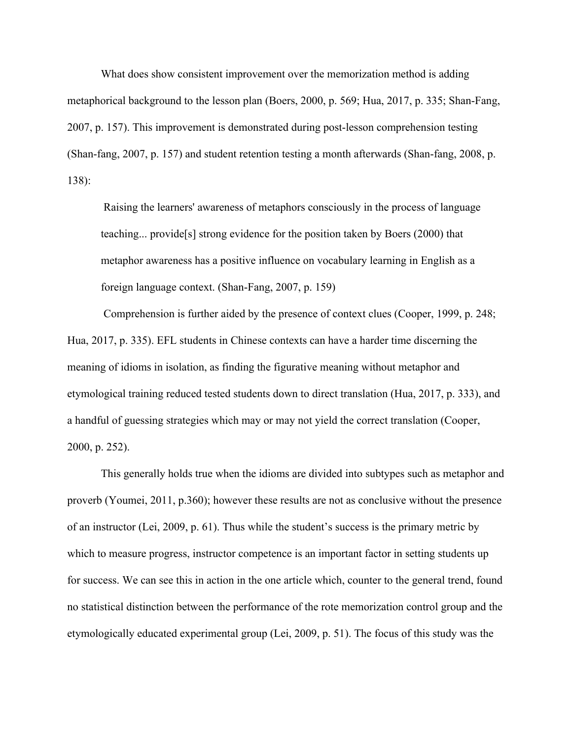What does show consistent improvement over the memorization method is adding metaphorical background to the lesson plan (Boers, 2000, p. 569; Hua, 2017, p. 335; Shan-Fang, 2007, p. 157). This improvement is demonstrated during post-lesson comprehension testing (Shan-fang, 2007, p. 157) and student retention testing a month afterwards (Shan-fang, 2008, p. 138):

> Raising the learners' awareness of metaphors consciously in the process of language teaching... provide[s] strong evidence for the position taken by Boers (2000) that metaphor awareness has a positive influence on vocabulary learning in English as a foreign language context. (Shan-Fang, 2007, p. 159)

Comprehension is further aided by the presence of context clues (Cooper, 1999, p. 248; Hua, 2017, p. 335). EFL students in Chinese contexts can have a harder time discerning the meaning of idioms in isolation, as finding the figurative meaning without metaphor and etymological training reduced tested students down to direct translation (Hua, 2017, p. 333), and a handful of guessing strategies which may or may not yield the correct translation (Cooper, 2000, p. 252).

This generally holds true when the idioms are divided into subtypes such as metaphor and proverb (Youmei, 2011, p.360); however these results are not as conclusive without the presence of an instructor (Lei, 2009, p. 61). Thus while the student's success is the primary metric by which to measure progress, instructor competence is an important factor in setting students up for success. We can see this in action in the one article which, counter to the general trend, found no statistical distinction between the performance of the rote memorization control group and the etymologically educated experimental group (Lei, 2009, p. 51). The focus of this study was the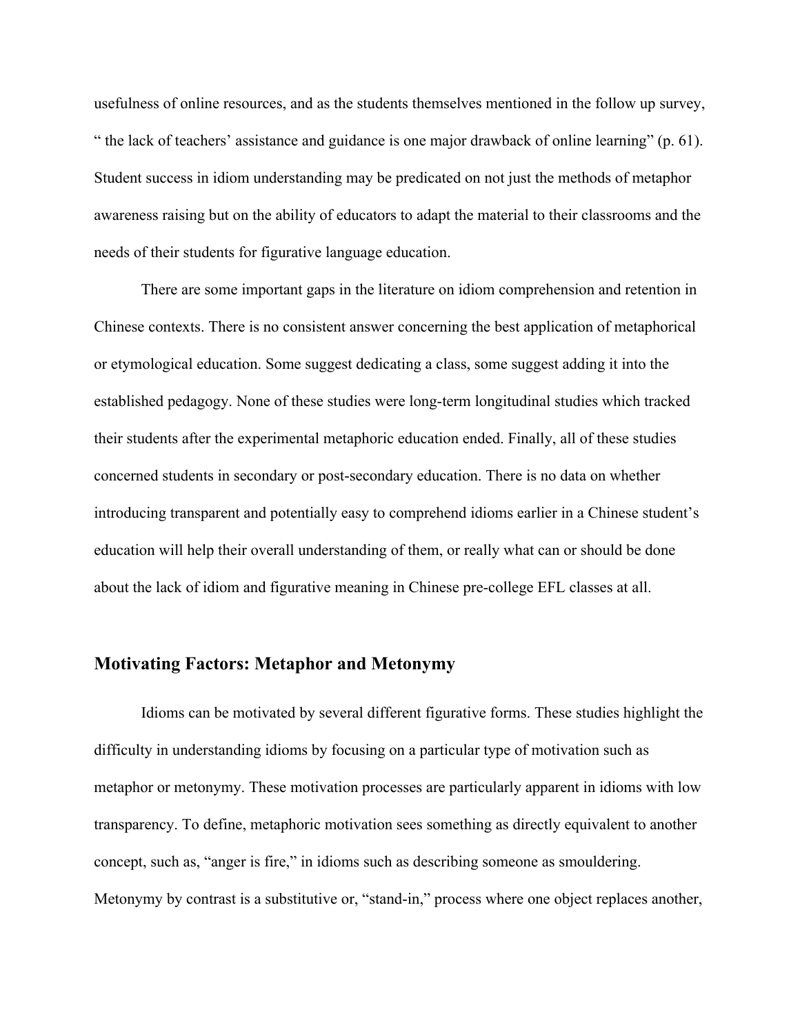usefulness of online resources, and as the students themselves mentioned in the follow up survey, " the lack of teachers' assistance and guidance is one major drawback of online learning" (p. 61). Student success in idiom understanding may be predicated on not just the methods of metaphor awareness raising but on the ability of educators to adapt the material to their classrooms and the needs of their students for figurative language education.

There are some important gaps in the literature on idiom comprehension and retention in Chinese contexts. There is no consistent answer concerning the best application of metaphorical or etymological education. Some suggest dedicating a class, some suggest adding it into the established pedagogy. None of these studies were long-term longitudinal studies which tracked their students after the experimental metaphoric education ended. Finally, all of these studies concerned students in secondary or post-secondary education. There is no data on whether introducing transparent and potentially easy to comprehend idioms earlier in a Chinese student's education will help their overall understanding of them, or really what can or should be done about the lack of idiom and figurative meaning in Chinese pre-college EFL classes at all.

## Motivating Factors: Metaphor and Metonymy

Idioms can be motivated by several different figurative forms. These studies highlight the difficulty in understanding idioms by focusing on a particular type of motivation such as metaphor or metonymy. These motivation processes are particularly apparent in idioms with low transparency. To define, metaphoric motivation sees something as directly equivalent to another concept, such as, "anger is fire," in idioms such as describing someone as smouldering. Metonymy by contrast is a substitutive or, "stand-in," process where one object replaces another,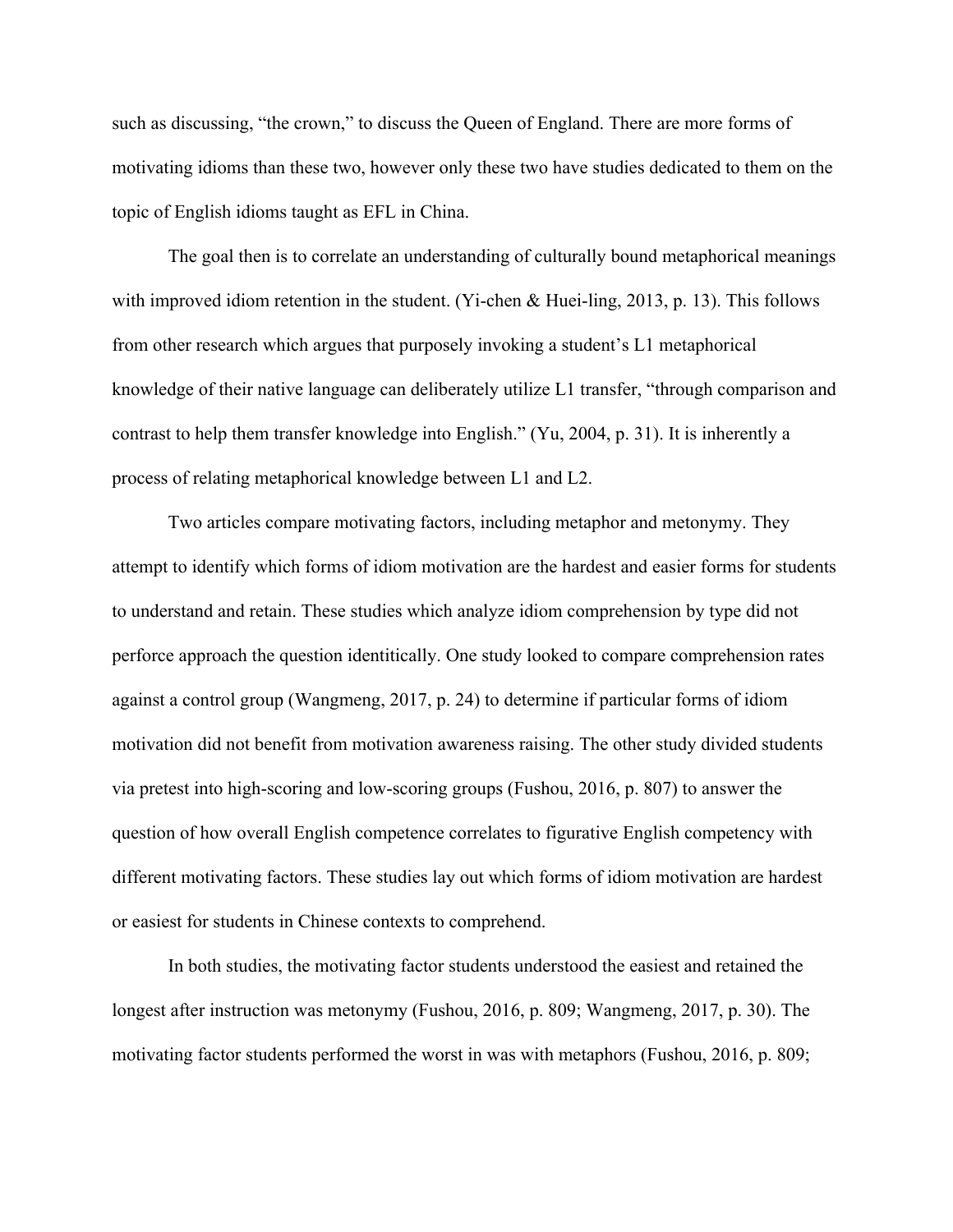such as discussing, "the crown," to discuss the Queen of England. There are more forms of motivating idioms than these two, however only these two have studies dedicated to them on the topic of English idioms taught as EFL in China.

The goal then is to correlate an understanding of culturally bound metaphorical meanings with improved idiom retention in the student. (Yi-chen & Huei-ling, 2013, p. 13). This follows from other research which argues that purposely invoking a student's L1 metaphorical knowledge of their native language can deliberately utilize L1 transfer, "through comparison and contrast to help them transfer knowledge into English." (Yu, 2004, p. 31). It is inherently a process of relating metaphorical knowledge between L1 and L2.

Two articles compare motivating factors, including metaphor and metonymy. They attempt to identify which forms of idiom motivation are the hardest and easier forms for students to understand and retain. These studies which analyze idiom comprehension by type did not perforce approach the question identitically. One study looked to compare comprehension rates against a control group (Wangmeng, 2017, p. 24) to determine if particular forms of idiom motivation did not benefit from motivation awareness raising. The other study divided students via pretest into high-scoring and low-scoring groups (Fushou, 2016, p. 807) to answer the question of how overall English competence correlates to figurative English competency with different motivating factors. These studies lay out which forms of idiom motivation are hardest or easiest for students in Chinese contexts to comprehend.

In both studies, the motivating factor students understood the easiest and retained the longest after instruction was metonymy (Fushou, 2016, p. 809; Wangmeng, 2017, p. 30). The motivating factor students performed the worst in was with metaphors (Fushou, 2016, p. 809;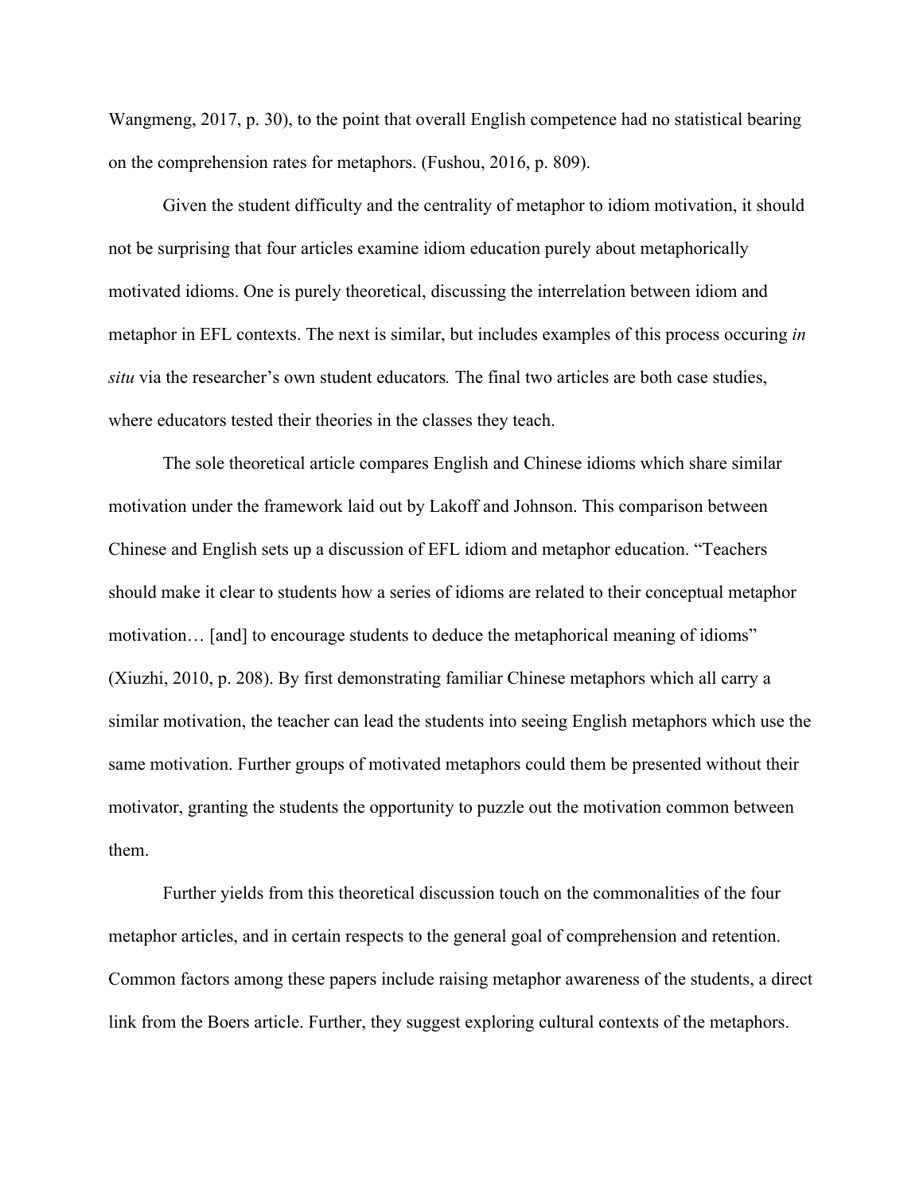Wangmeng, 2017, p. 30), to the point that overall English competence had no statistical bearing on the comprehension rates for metaphors. (Fushou, 2016, p. 809).

Given the student difficulty and the centrality of metaphor to idiom motivation, it should not be surprising that four articles examine idiom education purely about metaphorically motivated idioms. One is purely theoretical, discussing the interrelation between idiom and metaphor in EFL contexts. The next is similar, but includes examples of this process occuring *in situ* via the researcher's own student educators*.* The final two articles are both case studies, where educators tested their theories in the classes they teach.

The sole theoretical article compares English and Chinese idioms which share similar motivation under the framework laid out by Lakoff and Johnson. This comparison between Chinese and English sets up a discussion of EFL idiom and metaphor education. "Teachers should make it clear to students how a series of idioms are related to their conceptual metaphor motivation… [and] to encourage students to deduce the metaphorical meaning of idioms" (Xiuzhi, 2010, p. 208). By first demonstrating familiar Chinese metaphors which all carry a similar motivation, the teacher can lead the students into seeing English metaphors which use the same motivation. Further groups of motivated metaphors could them be presented without their motivator, granting the students the opportunity to puzzle out the motivation common between them.

Further yields from this theoretical discussion touch on the commonalities of the four metaphor articles, and in certain respects to the general goal of comprehension and retention. Common factors among these papers include raising metaphor awareness of the students, a direct link from the Boers article. Further, they suggest exploring cultural contexts of the metaphors.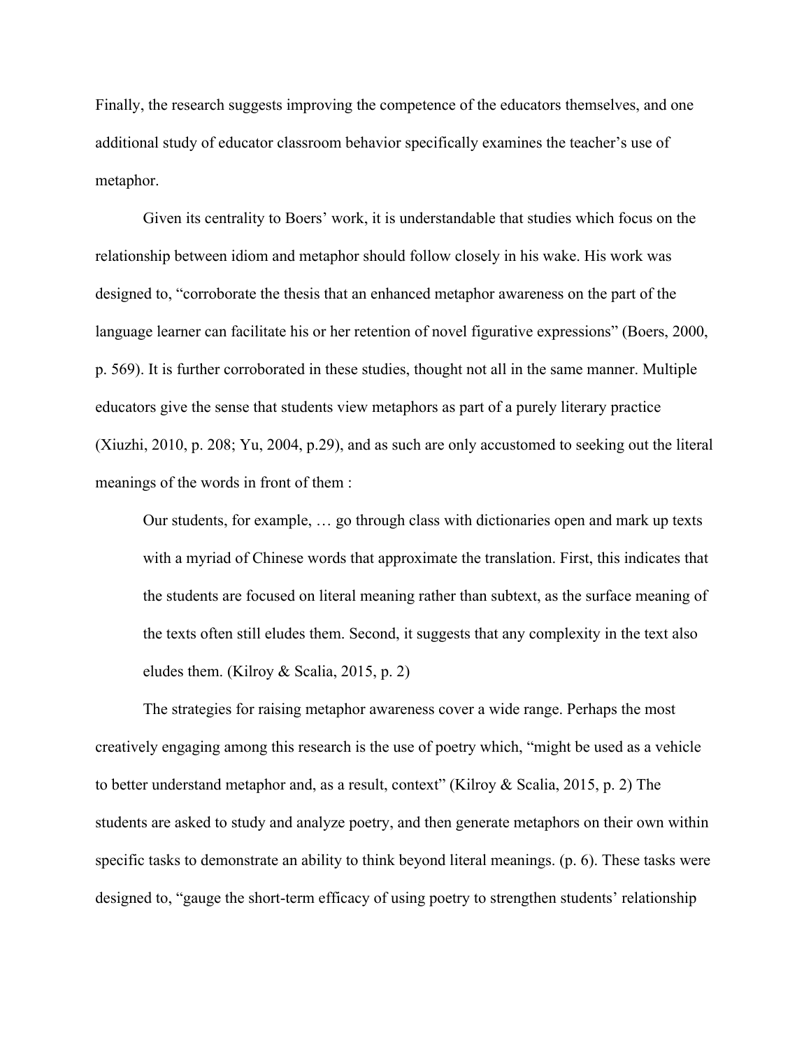Finally, the research suggests improving the competence of the educators themselves, and one additional study of educator classroom behavior specifically examines the teacher's use of metaphor.

Given its centrality to Boers' work, it is understandable that studies which focus on the relationship between idiom and metaphor should follow closely in his wake. His work was designed to, "corroborate the thesis that an enhanced metaphor awareness on the part of the language learner can facilitate his or her retention of novel figurative expressions" (Boers, 2000, p. 569). It is further corroborated in these studies, thought not all in the same manner. Multiple educators give the sense that students view metaphors as part of a purely literary practice (Xiuzhi, 2010, p. 208; Yu, 2004, p.29), and as such are only accustomed to seeking out the literal meanings of the words in front of them :

> Our students, for example, … go through class with dictionaries open and mark up texts with a myriad of Chinese words that approximate the translation. First, this indicates that the students are focused on literal meaning rather than subtext, as the surface meaning of the texts often still eludes them. Second, it suggests that any complexity in the text also eludes them. (Kilroy & Scalia, 2015, p. 2)

The strategies for raising metaphor awareness cover a wide range. Perhaps the most creatively engaging among this research is the use of poetry which, "might be used as a vehicle to better understand metaphor and, as a result, context" (Kilroy & Scalia, 2015, p. 2) The students are asked to study and analyze poetry, and then generate metaphors on their own within specific tasks to demonstrate an ability to think beyond literal meanings. (p. 6). These tasks were designed to, "gauge the short-term efficacy of using poetry to strengthen students' relationship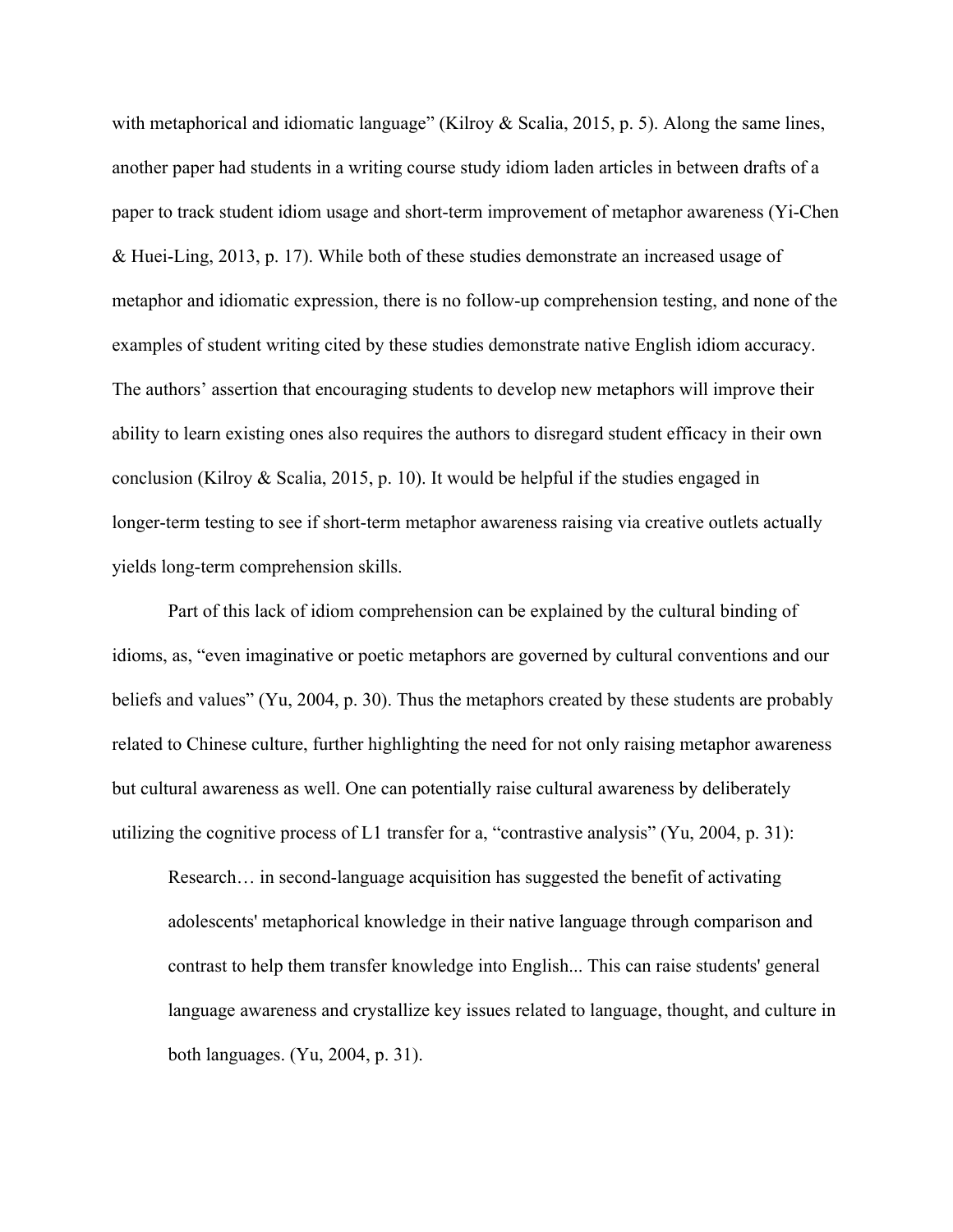with metaphorical and idiomatic language" (Kilroy & Scalia, 2015, p. 5). Along the same lines, another paper had students in a writing course study idiom laden articles in between drafts of a paper to track student idiom usage and short-term improvement of metaphor awareness (Yi-Chen & Huei-Ling, 2013, p. 17). While both of these studies demonstrate an increased usage of metaphor and idiomatic expression, there is no follow-up comprehension testing, and none of the examples of student writing cited by these studies demonstrate native English idiom accuracy. The authors' assertion that encouraging students to develop new metaphors will improve their ability to learn existing ones also requires the authors to disregard student efficacy in their own conclusion (Kilroy & Scalia, 2015, p. 10). It would be helpful if the studies engaged in longer-term testing to see if short-term metaphor awareness raising via creative outlets actually yields long-term comprehension skills.

Part of this lack of idiom comprehension can be explained by the cultural binding of idioms, as, "even imaginative or poetic metaphors are governed by cultural conventions and our beliefs and values" (Yu, 2004, p. 30). Thus the metaphors created by these students are probably related to Chinese culture, further highlighting the need for not only raising metaphor awareness but cultural awareness as well. One can potentially raise cultural awareness by deliberately utilizing the cognitive process of L1 transfer for a, "contrastive analysis" (Yu, 2004, p. 31):

> Research… in second-language acquisition has suggested the benefit of activating adolescents' metaphorical knowledge in their native language through comparison and contrast to help them transfer knowledge into English... This can raise students' general language awareness and crystallize key issues related to language, thought, and culture in both languages. (Yu, 2004, p. 31).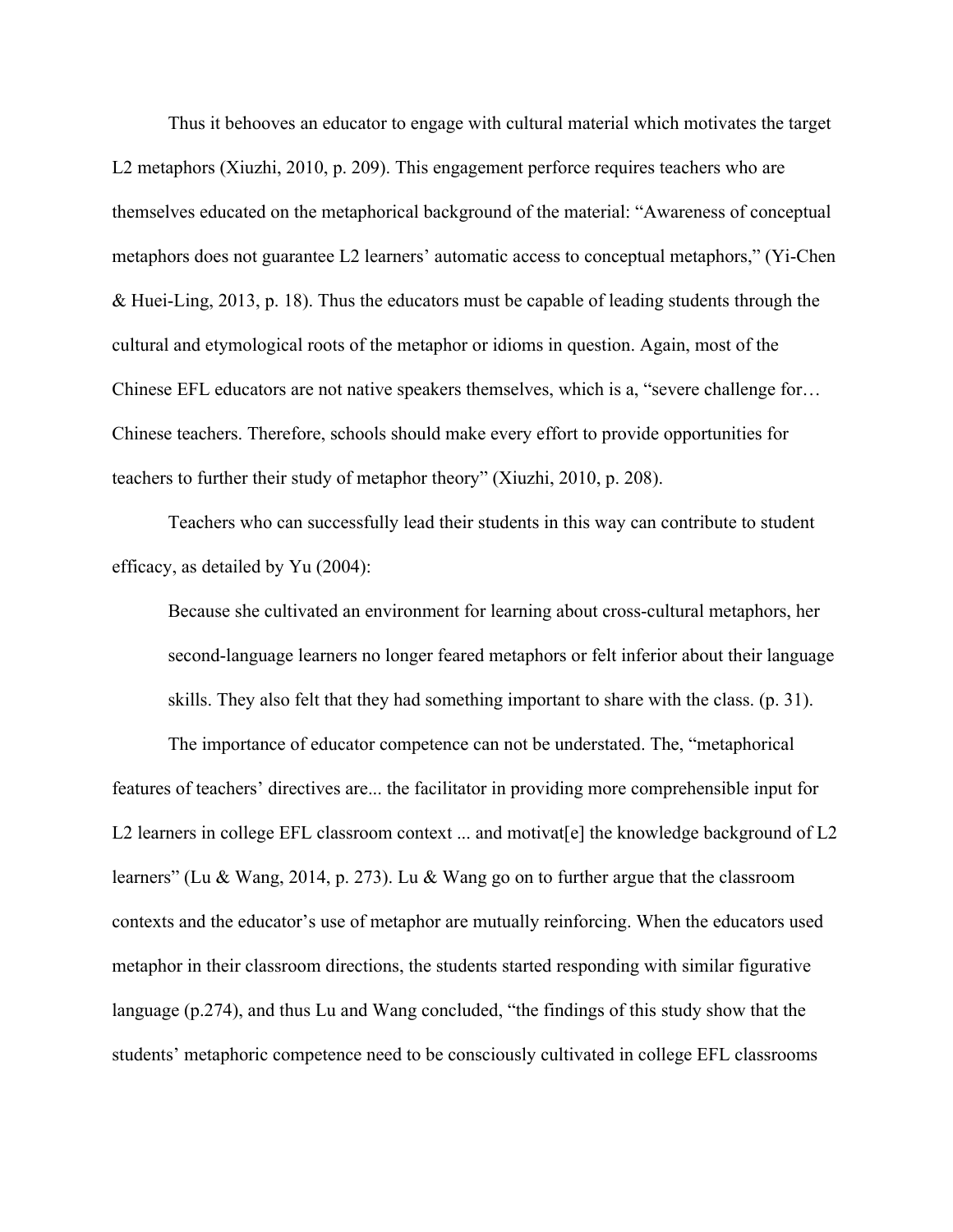Thus it behooves an educator to engage with cultural material which motivates the target L2 metaphors (Xiuzhi, 2010, p. 209). This engagement perforce requires teachers who are themselves educated on the metaphorical background of the material: "Awareness of conceptual metaphors does not guarantee L2 learners' automatic access to conceptual metaphors," (Yi-Chen & Huei-Ling, 2013, p. 18). Thus the educators must be capable of leading students through the cultural and etymological roots of the metaphor or idioms in question. Again, most of the Chinese EFL educators are not native speakers themselves, which is a, "severe challenge for… Chinese teachers. Therefore, schools should make every effort to provide opportunities for teachers to further their study of metaphor theory" (Xiuzhi, 2010, p. 208).

Teachers who can successfully lead their students in this way can contribute to student efficacy, as detailed by Yu (2004):

> Because she cultivated an environment for learning about cross-cultural metaphors, her second-language learners no longer feared metaphors or felt inferior about their language skills. They also felt that they had something important to share with the class. (p. 31).

The importance of educator competence can not be understated. The, "metaphorical features of teachers' directives are... the facilitator in providing more comprehensible input for L2 learners in college EFL classroom context ... and motivat[e] the knowledge background of L2 learners" (Lu & Wang, 2014, p. 273). Lu & Wang go on to further argue that the classroom contexts and the educator's use of metaphor are mutually reinforcing. When the educators used metaphor in their classroom directions, the students started responding with similar figurative language (p.274), and thus Lu and Wang concluded, "the findings of this study show that the students' metaphoric competence need to be consciously cultivated in college EFL classrooms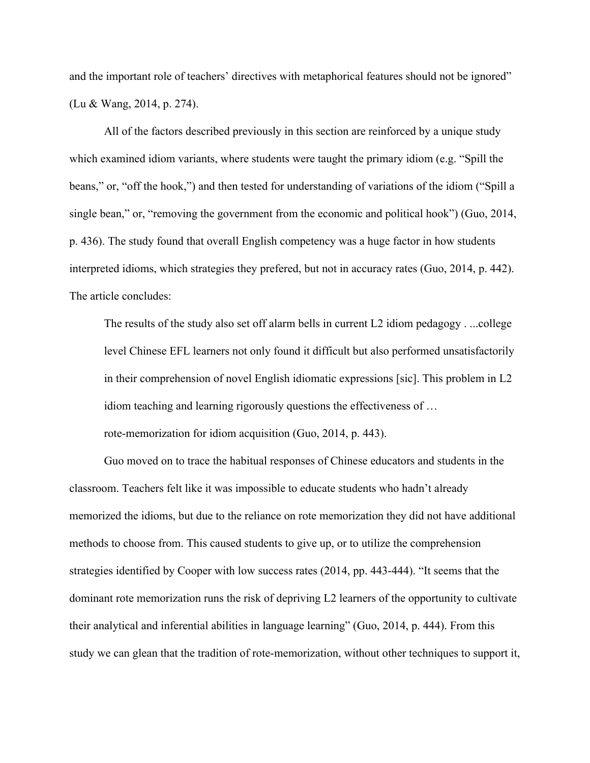and the important role of teachers' directives with metaphorical features should not be ignored" (Lu & Wang, 2014, p. 274).

All of the factors described previously in this section are reinforced by a unique study which examined idiom variants, where students were taught the primary idiom (e.g. "Spill the beans," or, "off the hook,") and then tested for understanding of variations of the idiom ("Spill a single bean," or, "removing the government from the economic and political hook") (Guo, 2014, p. 436). The study found that overall English competency was a huge factor in how students interpreted idioms, which strategies they prefered, but not in accuracy rates (Guo, 2014, p. 442). The article concludes:

> The results of the study also set off alarm bells in current L2 idiom pedagogy . ...college level Chinese EFL learners not only found it difficult but also performed unsatisfactorily in their comprehension of novel English idiomatic expressions [sic]. This problem in L2 idiom teaching and learning rigorously questions the effectiveness of … rote-memorization for idiom acquisition (Guo, 2014, p. 443).

Guo moved on to trace the habitual responses of Chinese educators and students in the classroom. Teachers felt like it was impossible to educate students who hadn't already memorized the idioms, but due to the reliance on rote memorization they did not have additional methods to choose from. This caused students to give up, or to utilize the comprehension strategies identified by Cooper with low success rates (2014, pp. 443-444). "It seems that the dominant rote memorization runs the risk of depriving L2 learners of the opportunity to cultivate their analytical and inferential abilities in language learning" (Guo, 2014, p. 444). From this study we can glean that the tradition of rote-memorization, without other techniques to support it,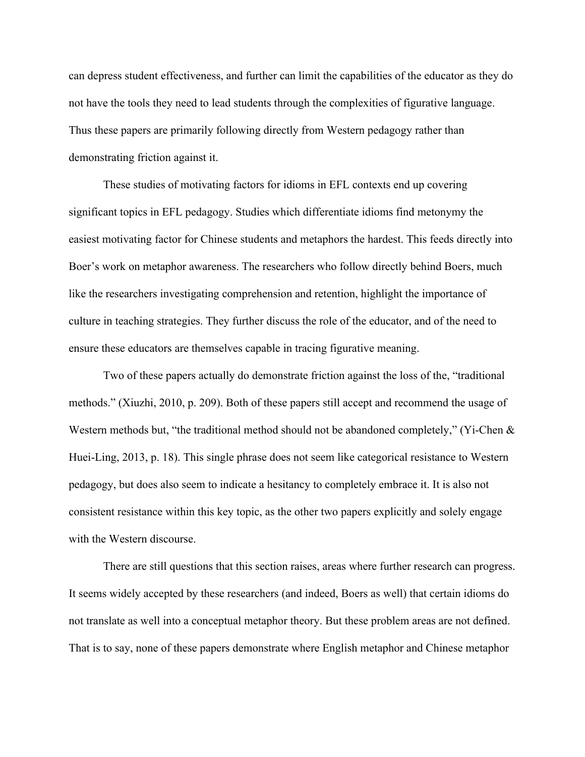can depress student effectiveness, and further can limit the capabilities of the educator as they do not have the tools they need to lead students through the complexities of figurative language. Thus these papers are primarily following directly from Western pedagogy rather than demonstrating friction against it.

These studies of motivating factors for idioms in EFL contexts end up covering significant topics in EFL pedagogy. Studies which differentiate idioms find metonymy the easiest motivating factor for Chinese students and metaphors the hardest. This feeds directly into Boer's work on metaphor awareness. The researchers who follow directly behind Boers, much like the researchers investigating comprehension and retention, highlight the importance of culture in teaching strategies. They further discuss the role of the educator, and of the need to ensure these educators are themselves capable in tracing figurative meaning.

Two of these papers actually do demonstrate friction against the loss of the, "traditional methods." (Xiuzhi, 2010, p. 209). Both of these papers still accept and recommend the usage of Western methods but, "the traditional method should not be abandoned completely," (Yi-Chen & Huei-Ling, 2013, p. 18). This single phrase does not seem like categorical resistance to Western pedagogy, but does also seem to indicate a hesitancy to completely embrace it. It is also not consistent resistance within this key topic, as the other two papers explicitly and solely engage with the Western discourse.

There are still questions that this section raises, areas where further research can progress. It seems widely accepted by these researchers (and indeed, Boers as well) that certain idioms do not translate as well into a conceptual metaphor theory. But these problem areas are not defined. That is to say, none of these papers demonstrate where English metaphor and Chinese metaphor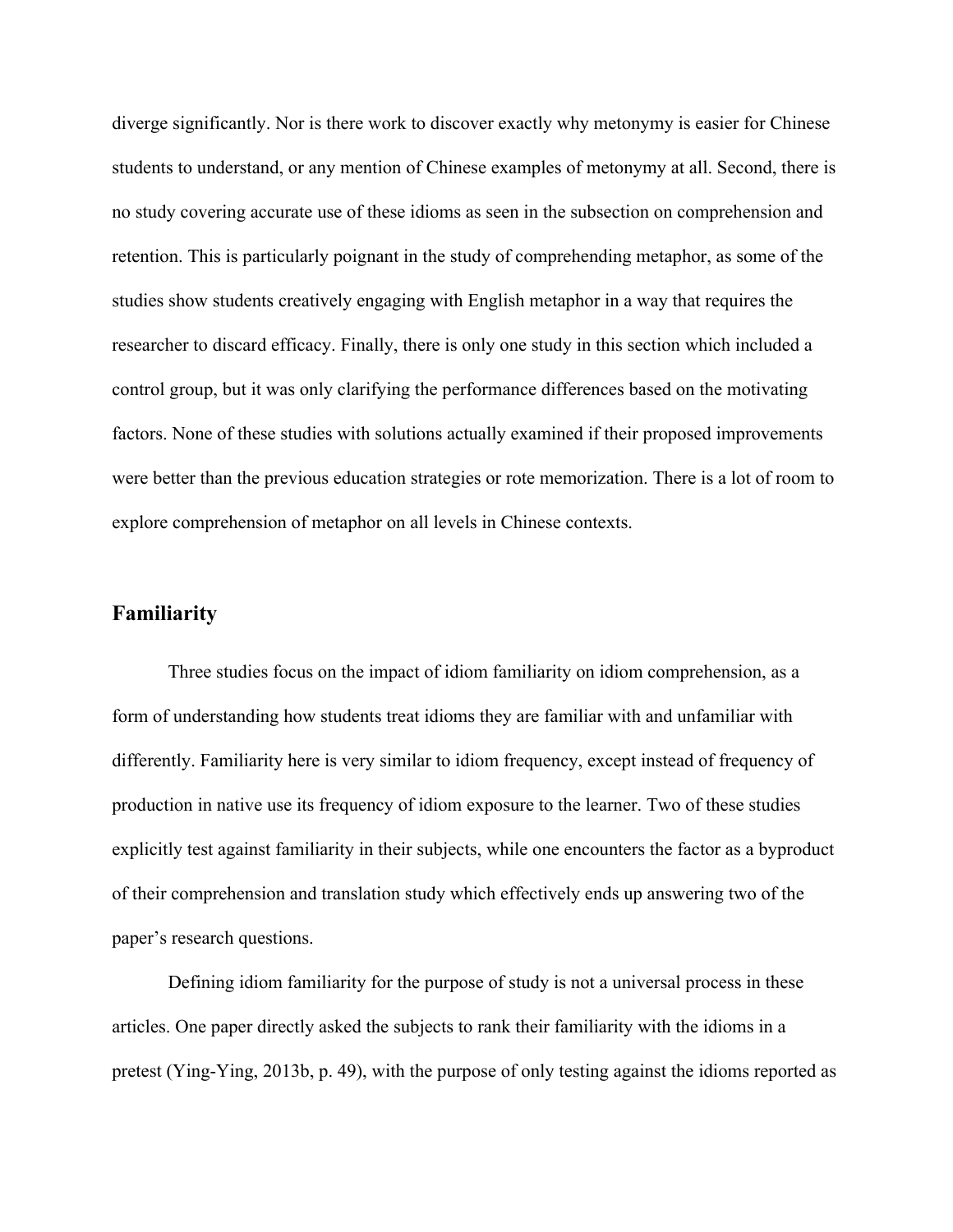diverge significantly. Nor is there work to discover exactly why metonymy is easier for Chinese students to understand, or any mention of Chinese examples of metonymy at all. Second, there is no study covering accurate use of these idioms as seen in the subsection on comprehension and retention. This is particularly poignant in the study of comprehending metaphor, as some of the studies show students creatively engaging with English metaphor in a way that requires the researcher to discard efficacy. Finally, there is only one study in this section which included a control group, but it was only clarifying the performance differences based on the motivating factors. None of these studies with solutions actually examined if their proposed improvements were better than the previous education strategies or rote memorization. There is a lot of room to explore comprehension of metaphor on all levels in Chinese contexts.

## Familiarity

Three studies focus on the impact of idiom familiarity on idiom comprehension, as a form of understanding how students treat idioms they are familiar with and unfamiliar with differently. Familiarity here is very similar to idiom frequency, except instead of frequency of production in native use its frequency of idiom exposure to the learner. Two of these studies explicitly test against familiarity in their subjects, while one encounters the factor as a byproduct of their comprehension and translation study which effectively ends up answering two of the paper's research questions.

Defining idiom familiarity for the purpose of study is not a universal process in these articles. One paper directly asked the subjects to rank their familiarity with the idioms in a pretest (Ying-Ying, 2013b, p. 49), with the purpose of only testing against the idioms reported as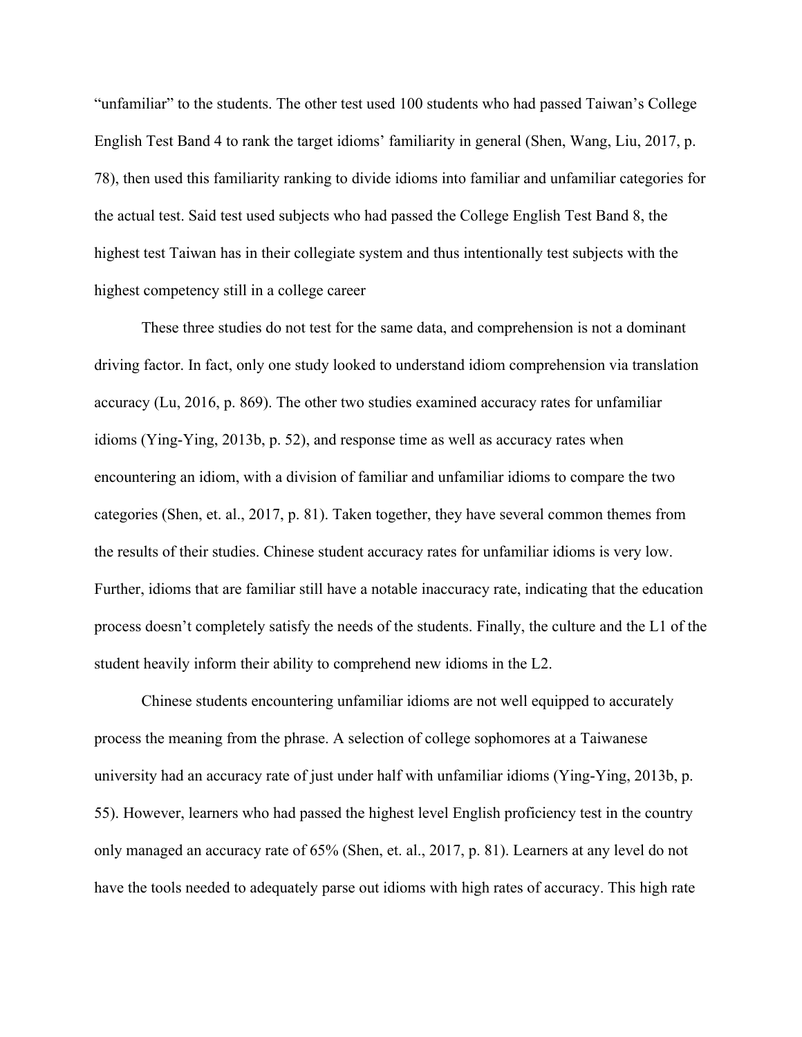"unfamiliar" to the students. The other test used 100 students who had passed Taiwan's College English Test Band 4 to rank the target idioms' familiarity in general (Shen, Wang, Liu, 2017, p. 78), then used this familiarity ranking to divide idioms into familiar and unfamiliar categories for the actual test. Said test used subjects who had passed the College English Test Band 8, the highest test Taiwan has in their collegiate system and thus intentionally test subjects with the highest competency still in a college career

These three studies do not test for the same data, and comprehension is not a dominant driving factor. In fact, only one study looked to understand idiom comprehension via translation accuracy (Lu, 2016, p. 869). The other two studies examined accuracy rates for unfamiliar idioms (Ying-Ying, 2013b, p. 52), and response time as well as accuracy rates when encountering an idiom, with a division of familiar and unfamiliar idioms to compare the two categories (Shen, et. al., 2017, p. 81). Taken together, they have several common themes from the results of their studies. Chinese student accuracy rates for unfamiliar idioms is very low. Further, idioms that are familiar still have a notable inaccuracy rate, indicating that the education process doesn't completely satisfy the needs of the students. Finally, the culture and the L1 of the student heavily inform their ability to comprehend new idioms in the L2.

Chinese students encountering unfamiliar idioms are not well equipped to accurately process the meaning from the phrase. A selection of college sophomores at a Taiwanese university had an accuracy rate of just under half with unfamiliar idioms (Ying-Ying, 2013b, p. 55). However, learners who had passed the highest level English proficiency test in the country only managed an accuracy rate of 65% (Shen, et. al., 2017, p. 81). Learners at any level do not have the tools needed to adequately parse out idioms with high rates of accuracy. This high rate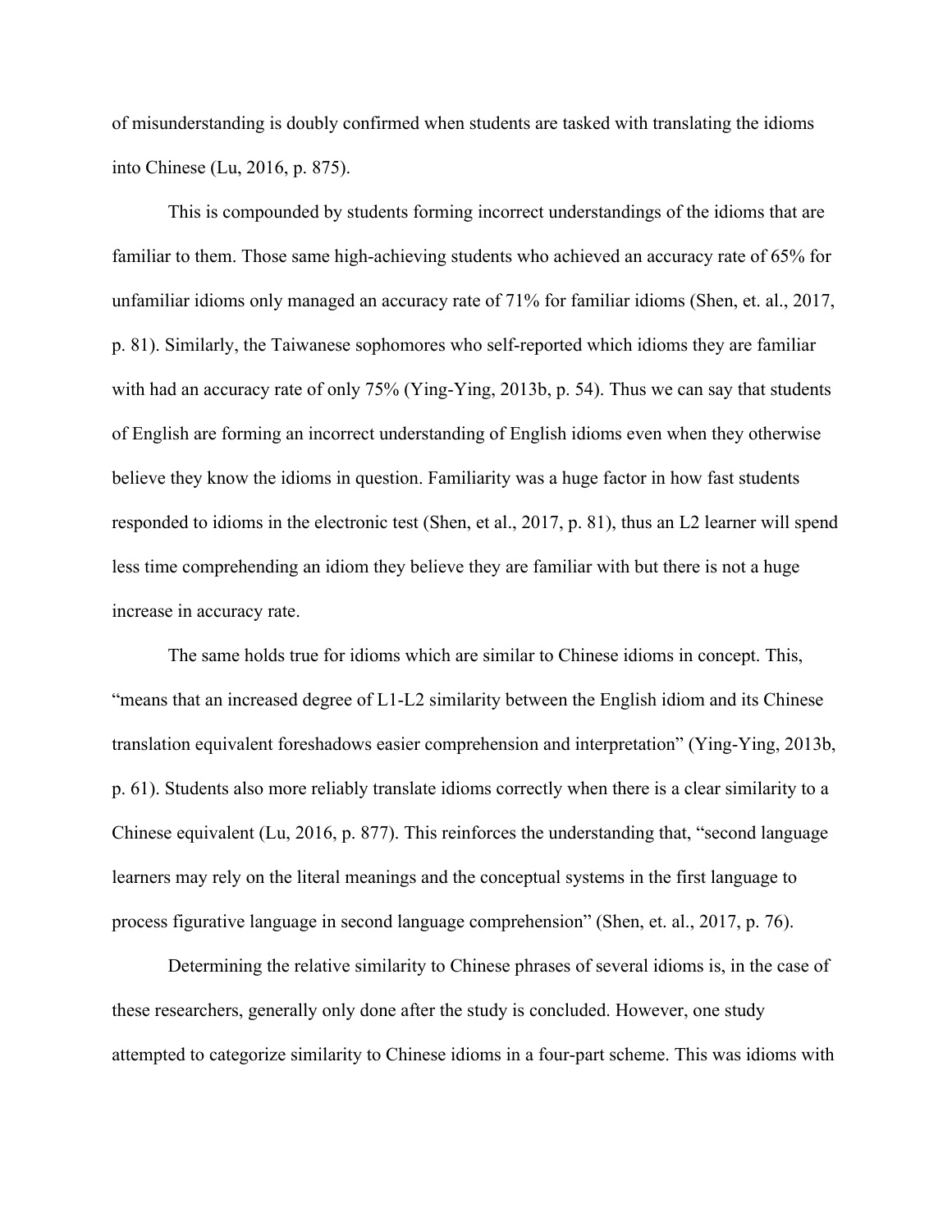of misunderstanding is doubly confirmed when students are tasked with translating the idioms into Chinese (Lu, 2016, p. 875).

This is compounded by students forming incorrect understandings of the idioms that are familiar to them. Those same high-achieving students who achieved an accuracy rate of 65% for unfamiliar idioms only managed an accuracy rate of 71% for familiar idioms (Shen, et. al., 2017, p. 81). Similarly, the Taiwanese sophomores who self-reported which idioms they are familiar with had an accuracy rate of only 75% (Ying-Ying, 2013b, p. 54). Thus we can say that students of English are forming an incorrect understanding of English idioms even when they otherwise believe they know the idioms in question. Familiarity was a huge factor in how fast students responded to idioms in the electronic test (Shen, et al., 2017, p. 81), thus an L2 learner will spend less time comprehending an idiom they believe they are familiar with but there is not a huge increase in accuracy rate.

The same holds true for idioms which are similar to Chinese idioms in concept. This, "means that an increased degree of L1-L2 similarity between the English idiom and its Chinese translation equivalent foreshadows easier comprehension and interpretation" (Ying-Ying, 2013b, p. 61). Students also more reliably translate idioms correctly when there is a clear similarity to a Chinese equivalent (Lu, 2016, p. 877). This reinforces the understanding that, "second language learners may rely on the literal meanings and the conceptual systems in the first language to process figurative language in second language comprehension" (Shen, et. al., 2017, p. 76).

Determining the relative similarity to Chinese phrases of several idioms is, in the case of these researchers, generally only done after the study is concluded. However, one study attempted to categorize similarity to Chinese idioms in a four-part scheme. This was idioms with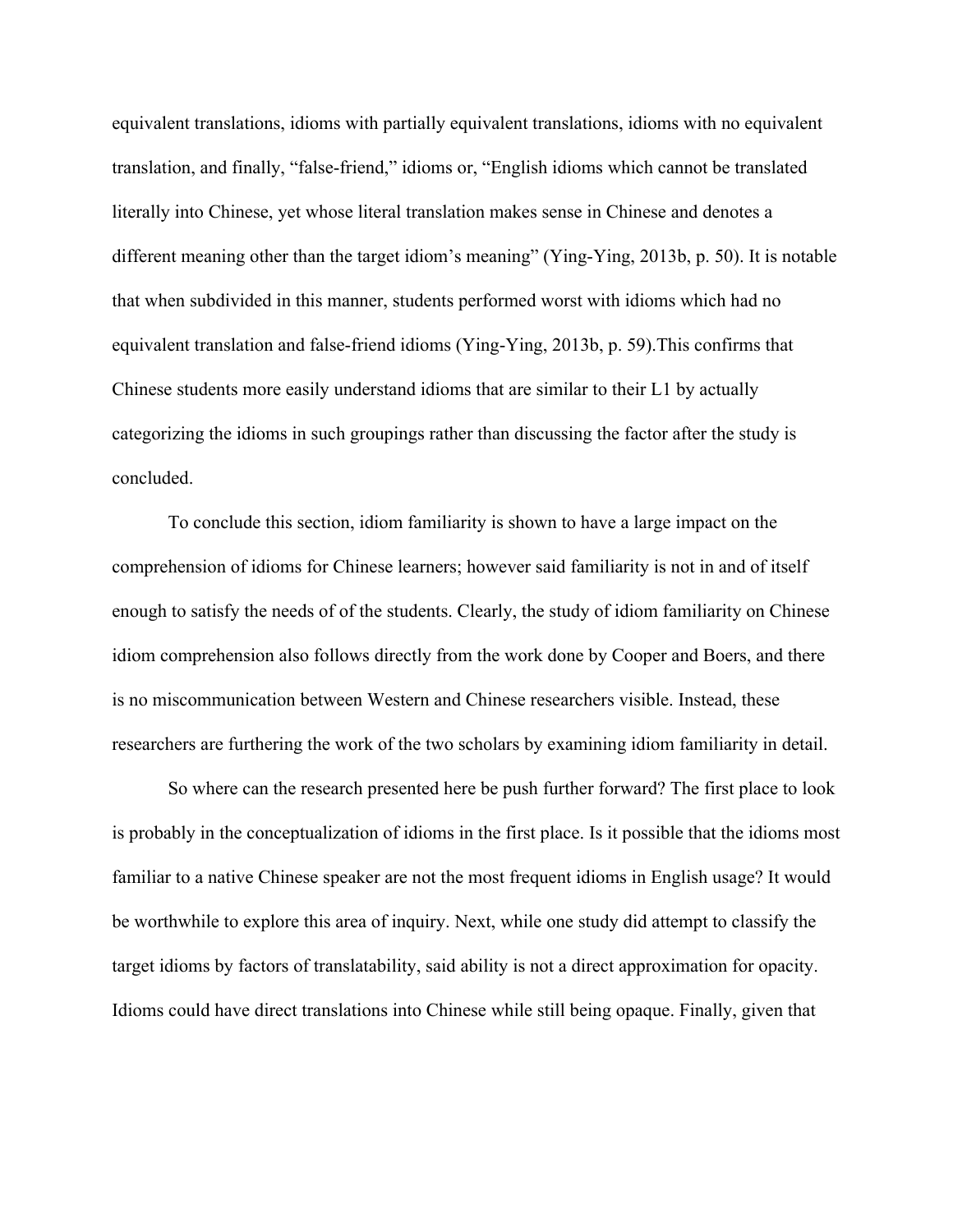equivalent translations, idioms with partially equivalent translations, idioms with no equivalent translation, and finally, "false-friend," idioms or, "English idioms which cannot be translated literally into Chinese, yet whose literal translation makes sense in Chinese and denotes a different meaning other than the target idiom's meaning" (Ying-Ying, 2013b, p. 50). It is notable that when subdivided in this manner, students performed worst with idioms which had no equivalent translation and false-friend idioms (Ying-Ying, 2013b, p. 59).This confirms that Chinese students more easily understand idioms that are similar to their L1 by actually categorizing the idioms in such groupings rather than discussing the factor after the study is concluded.

To conclude this section, idiom familiarity is shown to have a large impact on the comprehension of idioms for Chinese learners; however said familiarity is not in and of itself enough to satisfy the needs of of the students. Clearly, the study of idiom familiarity on Chinese idiom comprehension also follows directly from the work done by Cooper and Boers, and there is no miscommunication between Western and Chinese researchers visible. Instead, these researchers are furthering the work of the two scholars by examining idiom familiarity in detail.

So where can the research presented here be push further forward? The first place to look is probably in the conceptualization of idioms in the first place. Is it possible that the idioms most familiar to a native Chinese speaker are not the most frequent idioms in English usage? It would be worthwhile to explore this area of inquiry. Next, while one study did attempt to classify the target idioms by factors of translatability, said ability is not a direct approximation for opacity. Idioms could have direct translations into Chinese while still being opaque. Finally, given that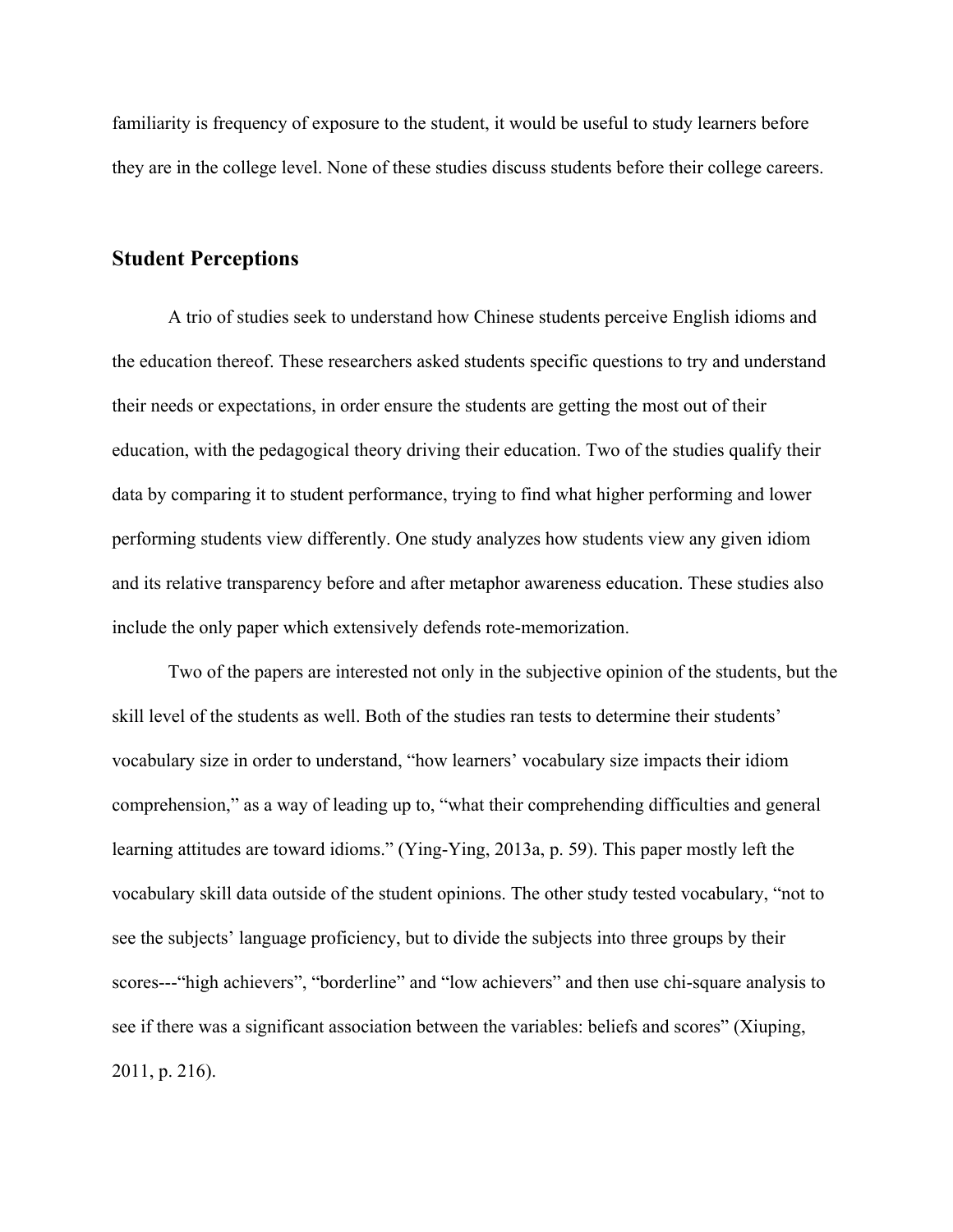familiarity is frequency of exposure to the student, it would be useful to study learners before they are in the college level. None of these studies discuss students before their college careers.

## Student Perceptions

A trio of studies seek to understand how Chinese students perceive English idioms and the education thereof. These researchers asked students specific questions to try and understand their needs or expectations, in order ensure the students are getting the most out of their education, with the pedagogical theory driving their education. Two of the studies qualify their data by comparing it to student performance, trying to find what higher performing and lower performing students view differently. One study analyzes how students view any given idiom and its relative transparency before and after metaphor awareness education. These studies also include the only paper which extensively defends rote-memorization.

Two of the papers are interested not only in the subjective opinion of the students, but the skill level of the students as well. Both of the studies ran tests to determine their students' vocabulary size in order to understand, "how learners' vocabulary size impacts their idiom comprehension," as a way of leading up to, "what their comprehending difficulties and general learning attitudes are toward idioms." (Ying-Ying, 2013a, p. 59). This paper mostly left the vocabulary skill data outside of the student opinions. The other study tested vocabulary, "not to see the subjects' language proficiency, but to divide the subjects into three groups by their scores---"high achievers", "borderline" and "low achievers" and then use chi-square analysis to see if there was a significant association between the variables: beliefs and scores" (Xiuping, 2011, p. 216).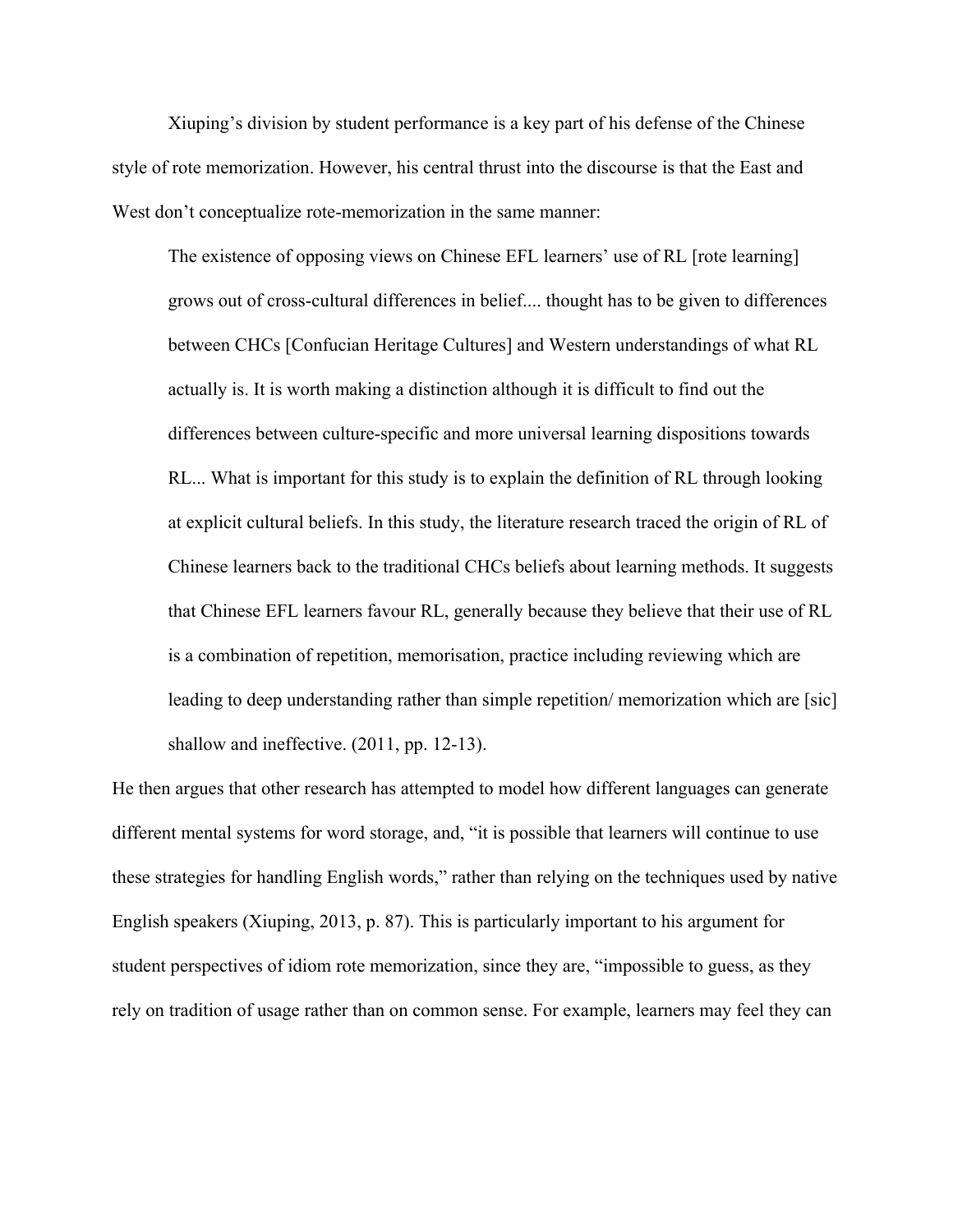Xiuping's division by student performance is a key part of his defense of the Chinese style of rote memorization. However, his central thrust into the discourse is that the East and West don't conceptualize rote-memorization in the same manner:

> The existence of opposing views on Chinese EFL learners' use of RL [rote learning] grows out of cross-cultural differences in belief.... thought has to be given to differences between CHCs [Confucian Heritage Cultures] and Western understandings of what RL actually is. It is worth making a distinction although it is difficult to find out the differences between culture-specific and more universal learning dispositions towards RL... What is important for this study is to explain the definition of RL through looking at explicit cultural beliefs. In this study, the literature research traced the origin of RL of Chinese learners back to the traditional CHCs beliefs about learning methods. It suggests that Chinese EFL learners favour RL, generally because they believe that their use of RL is a combination of repetition, memorisation, practice including reviewing which are leading to deep understanding rather than simple repetition/ memorization which are [sic] shallow and ineffective. (2011, pp. 12-13).

He then argues that other research has attempted to model how different languages can generate different mental systems for word storage, and, "it is possible that learners will continue to use these strategies for handling English words," rather than relying on the techniques used by native English speakers (Xiuping, 2013, p. 87). This is particularly important to his argument for student perspectives of idiom rote memorization, since they are, "impossible to guess, as they rely on tradition of usage rather than on common sense. For example, learners may feel they can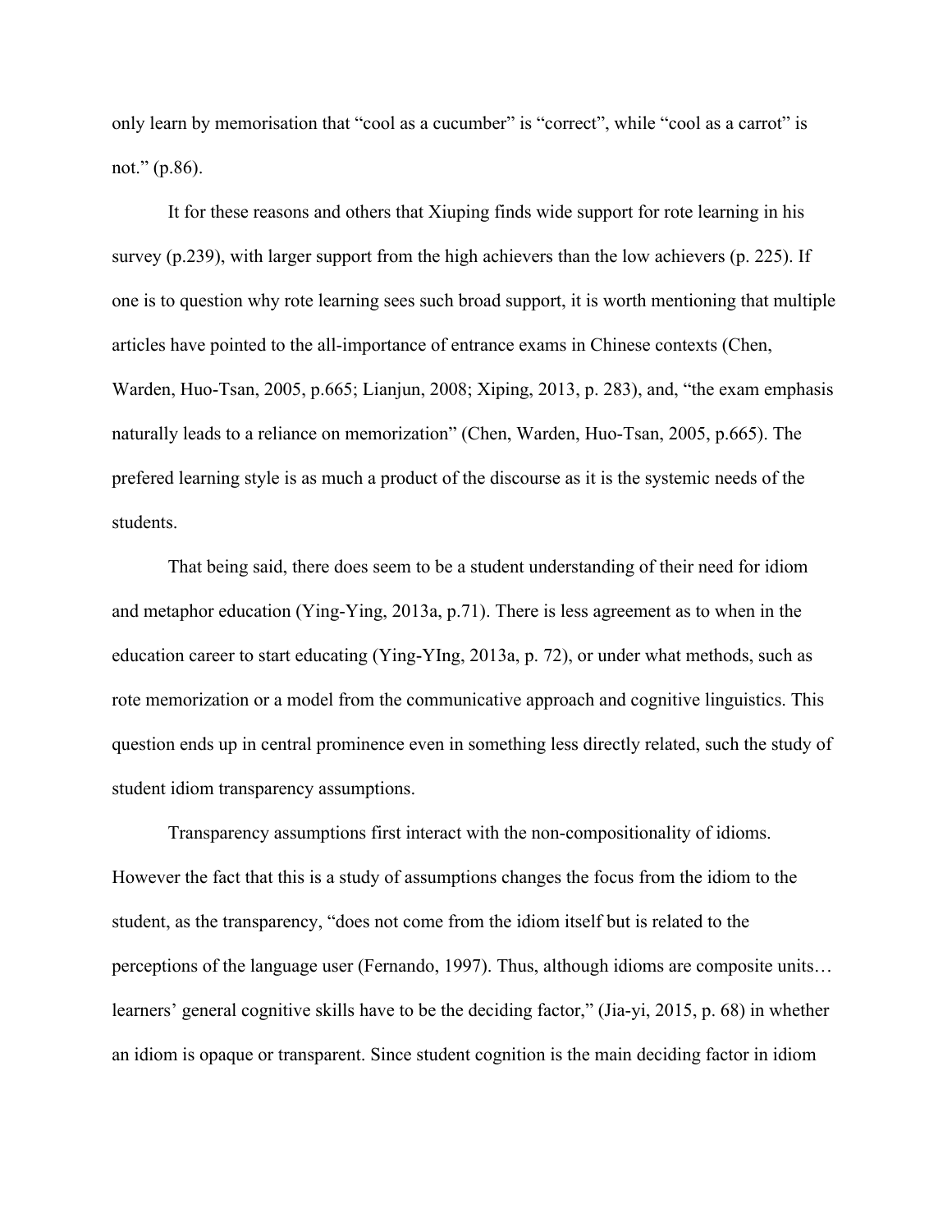only learn by memorisation that "cool as a cucumber" is "correct", while "cool as a carrot" is not." (p.86).

It for these reasons and others that Xiuping finds wide support for rote learning in his survey (p.239), with larger support from the high achievers than the low achievers (p. 225). If one is to question why rote learning sees such broad support, it is worth mentioning that multiple articles have pointed to the all-importance of entrance exams in Chinese contexts (Chen, Warden, Huo-Tsan, 2005, p.665; Lianjun, 2008; Xiping, 2013, p. 283), and, "the exam emphasis naturally leads to a reliance on memorization" (Chen, Warden, Huo-Tsan, 2005, p.665). The prefered learning style is as much a product of the discourse as it is the systemic needs of the students.

That being said, there does seem to be a student understanding of their need for idiom and metaphor education (Ying-Ying, 2013a, p.71). There is less agreement as to when in the education career to start educating (Ying-YIng, 2013a, p. 72), or under what methods, such as rote memorization or a model from the communicative approach and cognitive linguistics. This question ends up in central prominence even in something less directly related, such the study of student idiom transparency assumptions.

Transparency assumptions first interact with the non-compositionality of idioms. However the fact that this is a study of assumptions changes the focus from the idiom to the student, as the transparency, "does not come from the idiom itself but is related to the perceptions of the language user (Fernando, 1997). Thus, although idioms are composite units… learners' general cognitive skills have to be the deciding factor," (Jia-yi, 2015, p. 68) in whether an idiom is opaque or transparent. Since student cognition is the main deciding factor in idiom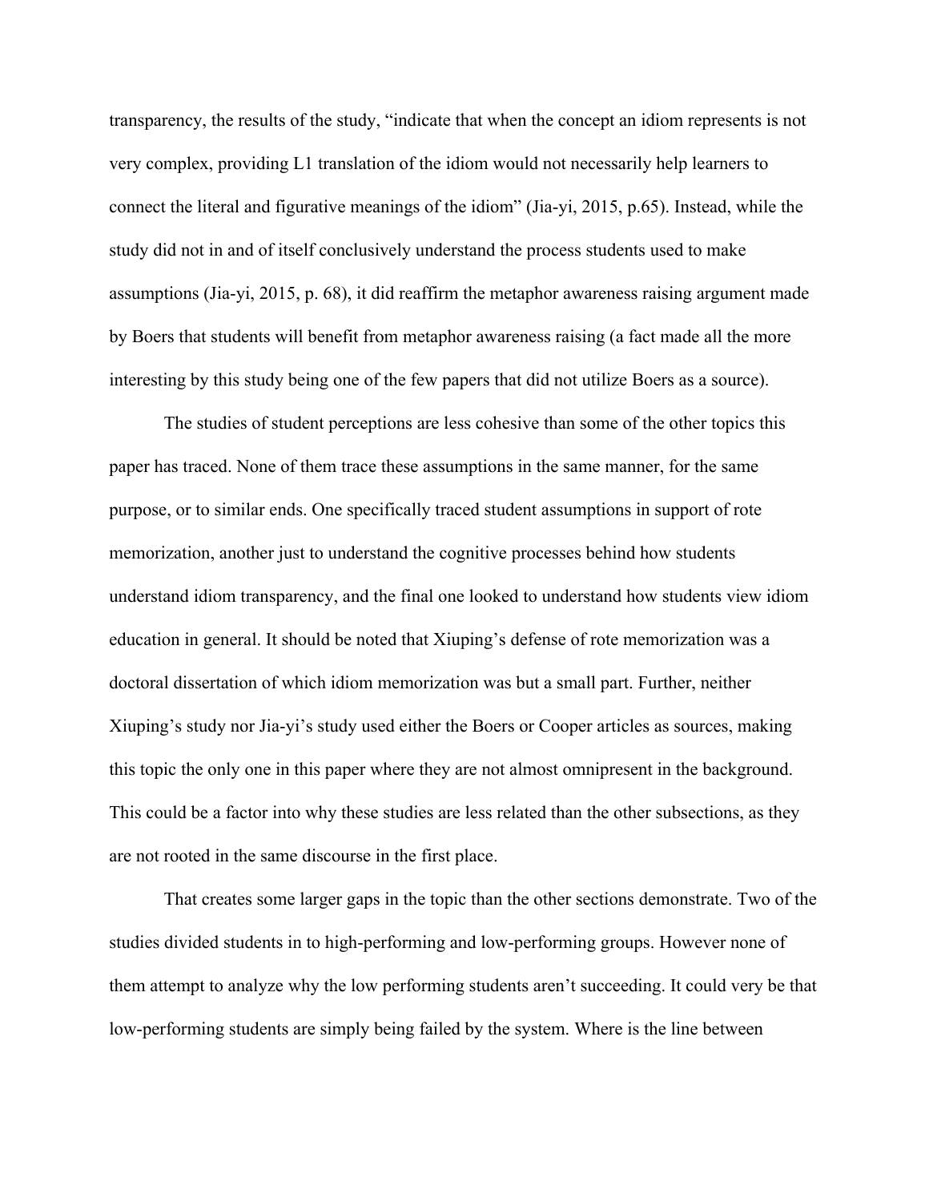transparency, the results of the study, "indicate that when the concept an idiom represents is not very complex, providing L1 translation of the idiom would not necessarily help learners to connect the literal and figurative meanings of the idiom" (Jia-yi, 2015, p.65). Instead, while the study did not in and of itself conclusively understand the process students used to make assumptions (Jia-yi, 2015, p. 68), it did reaffirm the metaphor awareness raising argument made by Boers that students will benefit from metaphor awareness raising (a fact made all the more interesting by this study being one of the few papers that did not utilize Boers as a source).

The studies of student perceptions are less cohesive than some of the other topics this paper has traced. None of them trace these assumptions in the same manner, for the same purpose, or to similar ends. One specifically traced student assumptions in support of rote memorization, another just to understand the cognitive processes behind how students understand idiom transparency, and the final one looked to understand how students view idiom education in general. It should be noted that Xiuping's defense of rote memorization was a doctoral dissertation of which idiom memorization was but a small part. Further, neither Xiuping's study nor Jia-yi's study used either the Boers or Cooper articles as sources, making this topic the only one in this paper where they are not almost omnipresent in the background. This could be a factor into why these studies are less related than the other subsections, as they are not rooted in the same discourse in the first place.

That creates some larger gaps in the topic than the other sections demonstrate. Two of the studies divided students in to high-performing and low-performing groups. However none of them attempt to analyze why the low performing students aren't succeeding. It could very be that low-performing students are simply being failed by the system. Where is the line between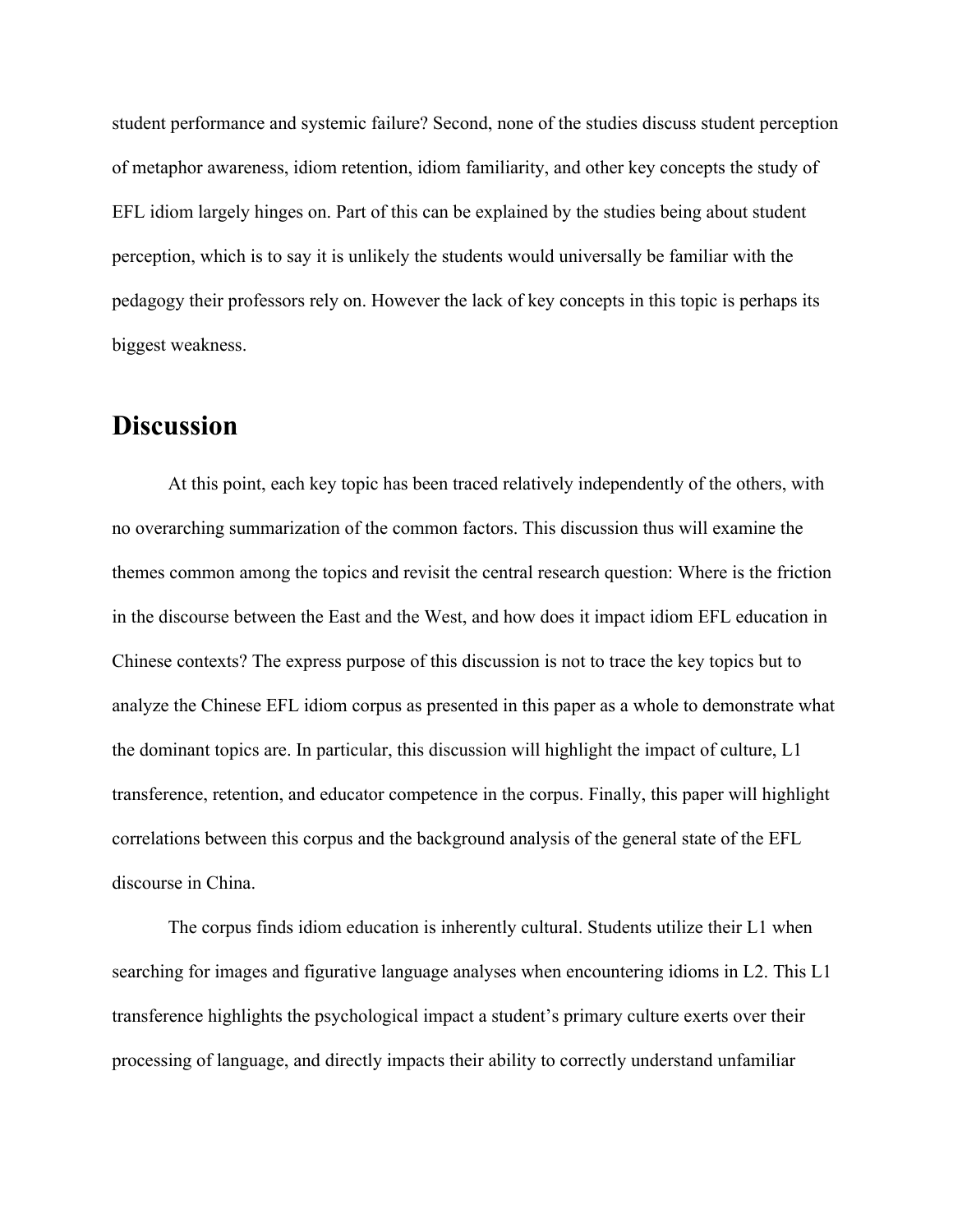student performance and systemic failure? Second, none of the studies discuss student perception of metaphor awareness, idiom retention, idiom familiarity, and other key concepts the study of EFL idiom largely hinges on. Part of this can be explained by the studies being about student perception, which is to say it is unlikely the students would universally be familiar with the pedagogy their professors rely on. However the lack of key concepts in this topic is perhaps its biggest weakness.

## Discussion

At this point, each key topic has been traced relatively independently of the others, with no overarching summarization of the common factors. This discussion thus will examine the themes common among the topics and revisit the central research question: Where is the friction in the discourse between the East and the West, and how does it impact idiom EFL education in Chinese contexts? The express purpose of this discussion is not to trace the key topics but to analyze the Chinese EFL idiom corpus as presented in this paper as a whole to demonstrate what the dominant topics are. In particular, this discussion will highlight the impact of culture, L1 transference, retention, and educator competence in the corpus. Finally, this paper will highlight correlations between this corpus and the background analysis of the general state of the EFL discourse in China.

The corpus finds idiom education is inherently cultural. Students utilize their L1 when searching for images and figurative language analyses when encountering idioms in L2. This L1 transference highlights the psychological impact a student's primary culture exerts over their processing of language, and directly impacts their ability to correctly understand unfamiliar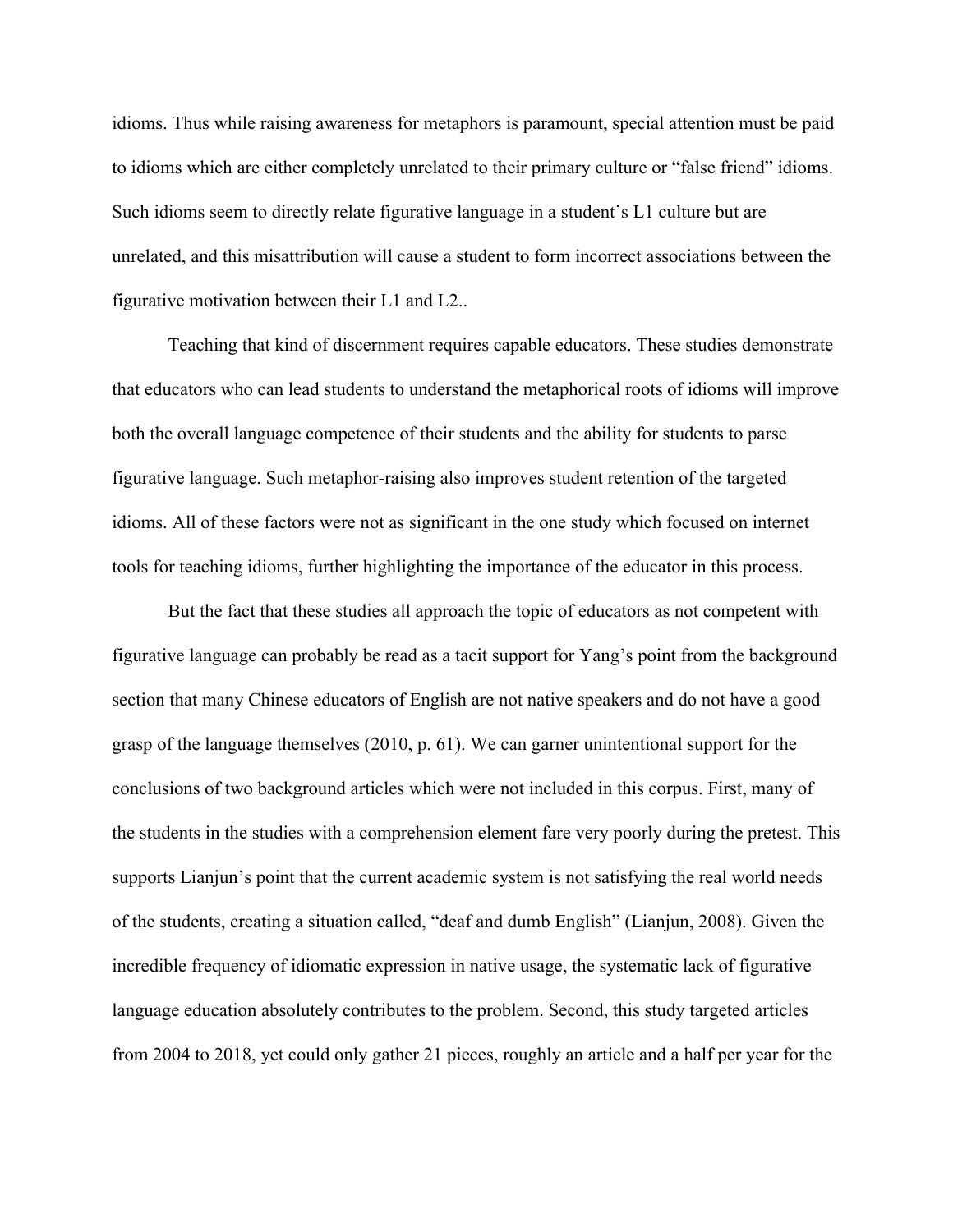idioms. Thus while raising awareness for metaphors is paramount, special attention must be paid to idioms which are either completely unrelated to their primary culture or "false friend" idioms. Such idioms seem to directly relate figurative language in a student's L1 culture but are unrelated, and this misattribution will cause a student to form incorrect associations between the figurative motivation between their L1 and L2..

Teaching that kind of discernment requires capable educators. These studies demonstrate that educators who can lead students to understand the metaphorical roots of idioms will improve both the overall language competence of their students and the ability for students to parse figurative language. Such metaphor-raising also improves student retention of the targeted idioms. All of these factors were not as significant in the one study which focused on internet tools for teaching idioms, further highlighting the importance of the educator in this process.

But the fact that these studies all approach the topic of educators as not competent with figurative language can probably be read as a tacit support for Yang's point from the background section that many Chinese educators of English are not native speakers and do not have a good grasp of the language themselves (2010, p. 61). We can garner unintentional support for the conclusions of two background articles which were not included in this corpus. First, many of the students in the studies with a comprehension element fare very poorly during the pretest. This supports Lianjun's point that the current academic system is not satisfying the real world needs of the students, creating a situation called, "deaf and dumb English" (Lianjun, 2008). Given the incredible frequency of idiomatic expression in native usage, the systematic lack of figurative language education absolutely contributes to the problem. Second, this study targeted articles from 2004 to 2018, yet could only gather 21 pieces, roughly an article and a half per year for the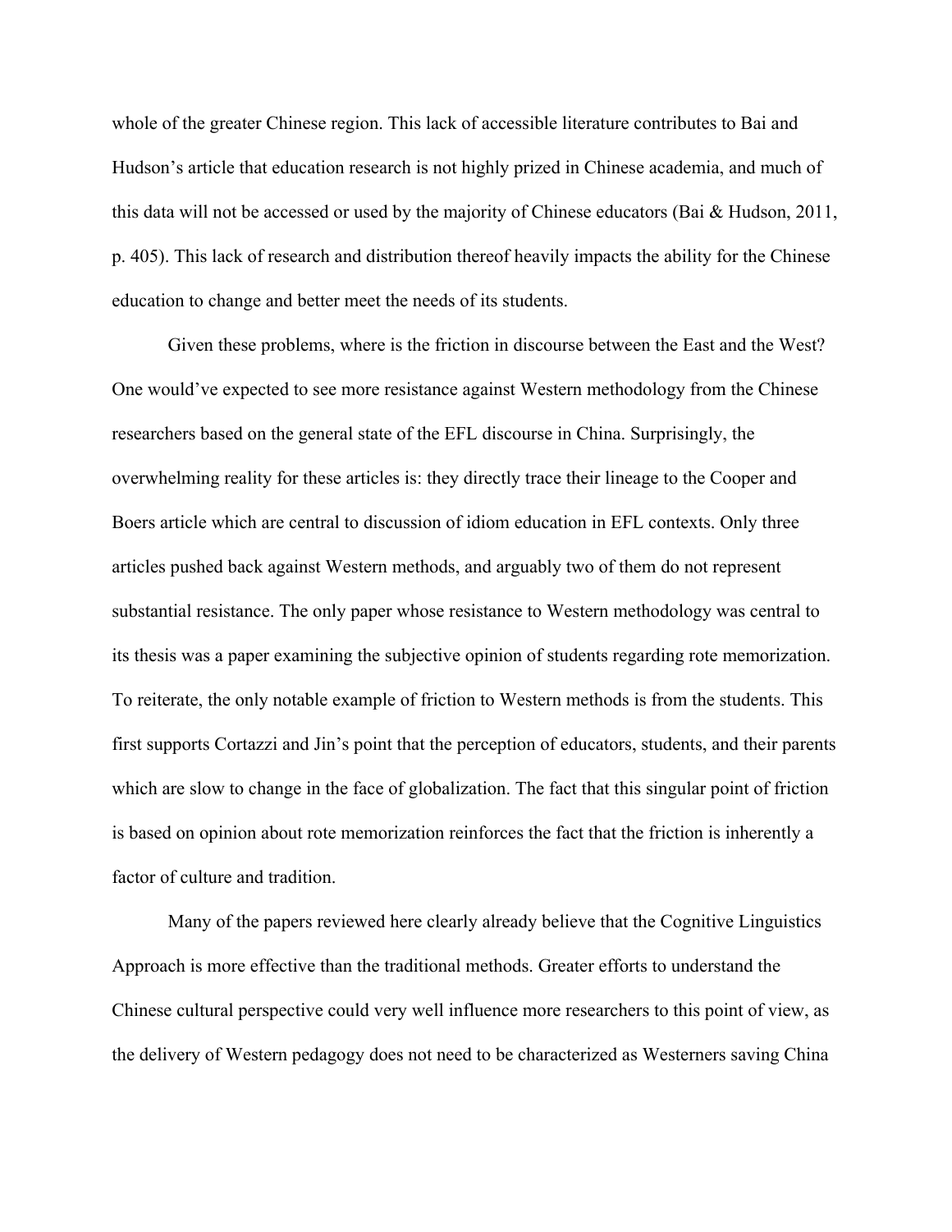whole of the greater Chinese region. This lack of accessible literature contributes to Bai and Hudson's article that education research is not highly prized in Chinese academia, and much of this data will not be accessed or used by the majority of Chinese educators (Bai & Hudson, 2011, p. 405). This lack of research and distribution thereof heavily impacts the ability for the Chinese education to change and better meet the needs of its students.

Given these problems, where is the friction in discourse between the East and the West? One would've expected to see more resistance against Western methodology from the Chinese researchers based on the general state of the EFL discourse in China. Surprisingly, the overwhelming reality for these articles is: they directly trace their lineage to the Cooper and Boers article which are central to discussion of idiom education in EFL contexts. Only three articles pushed back against Western methods, and arguably two of them do not represent substantial resistance. The only paper whose resistance to Western methodology was central to its thesis was a paper examining the subjective opinion of students regarding rote memorization. To reiterate, the only notable example of friction to Western methods is from the students. This first supports Cortazzi and Jin's point that the perception of educators, students, and their parents which are slow to change in the face of globalization. The fact that this singular point of friction is based on opinion about rote memorization reinforces the fact that the friction is inherently a factor of culture and tradition.

Many of the papers reviewed here clearly already believe that the Cognitive Linguistics Approach is more effective than the traditional methods. Greater efforts to understand the Chinese cultural perspective could very well influence more researchers to this point of view, as the delivery of Western pedagogy does not need to be characterized as Westerners saving China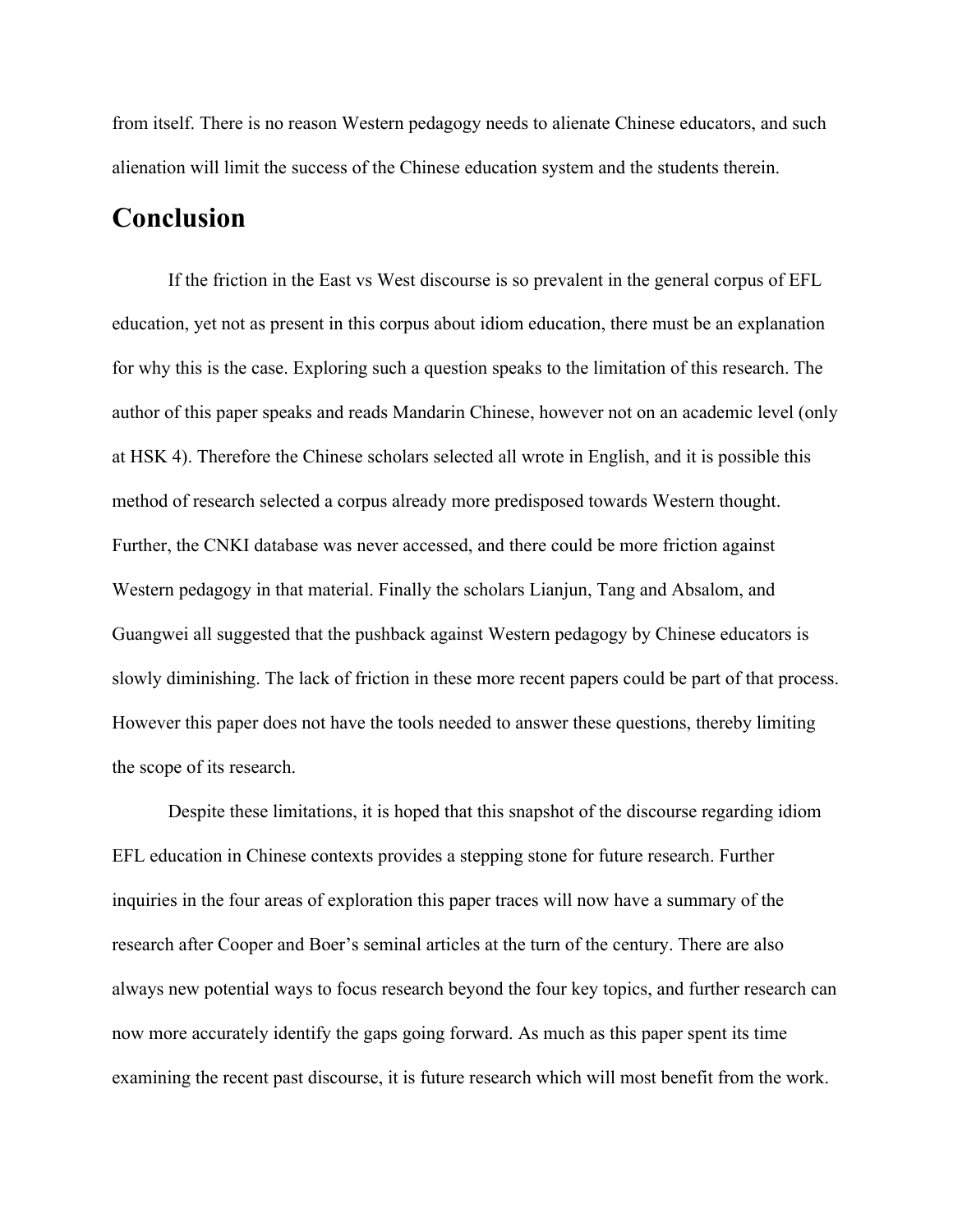from itself. There is no reason Western pedagogy needs to alienate Chinese educators, and such alienation will limit the success of the Chinese education system and the students therein.

## Conclusion

If the friction in the East vs West discourse is so prevalent in the general corpus of EFL education, yet not as present in this corpus about idiom education, there must be an explanation for why this is the case. Exploring such a question speaks to the limitation of this research. The author of this paper speaks and reads Mandarin Chinese, however not on an academic level (only at HSK 4). Therefore the Chinese scholars selected all wrote in English, and it is possible this method of research selected a corpus already more predisposed towards Western thought. Further, the CNKI database was never accessed, and there could be more friction against Western pedagogy in that material. Finally the scholars Lianjun, Tang and Absalom, and Guangwei all suggested that the pushback against Western pedagogy by Chinese educators is slowly diminishing. The lack of friction in these more recent papers could be part of that process. However this paper does not have the tools needed to answer these questions, thereby limiting the scope of its research.

Despite these limitations, it is hoped that this snapshot of the discourse regarding idiom EFL education in Chinese contexts provides a stepping stone for future research. Further inquiries in the four areas of exploration this paper traces will now have a summary of the research after Cooper and Boer's seminal articles at the turn of the century. There are also always new potential ways to focus research beyond the four key topics, and further research can now more accurately identify the gaps going forward. As much as this paper spent its time examining the recent past discourse, it is future research which will most benefit from the work.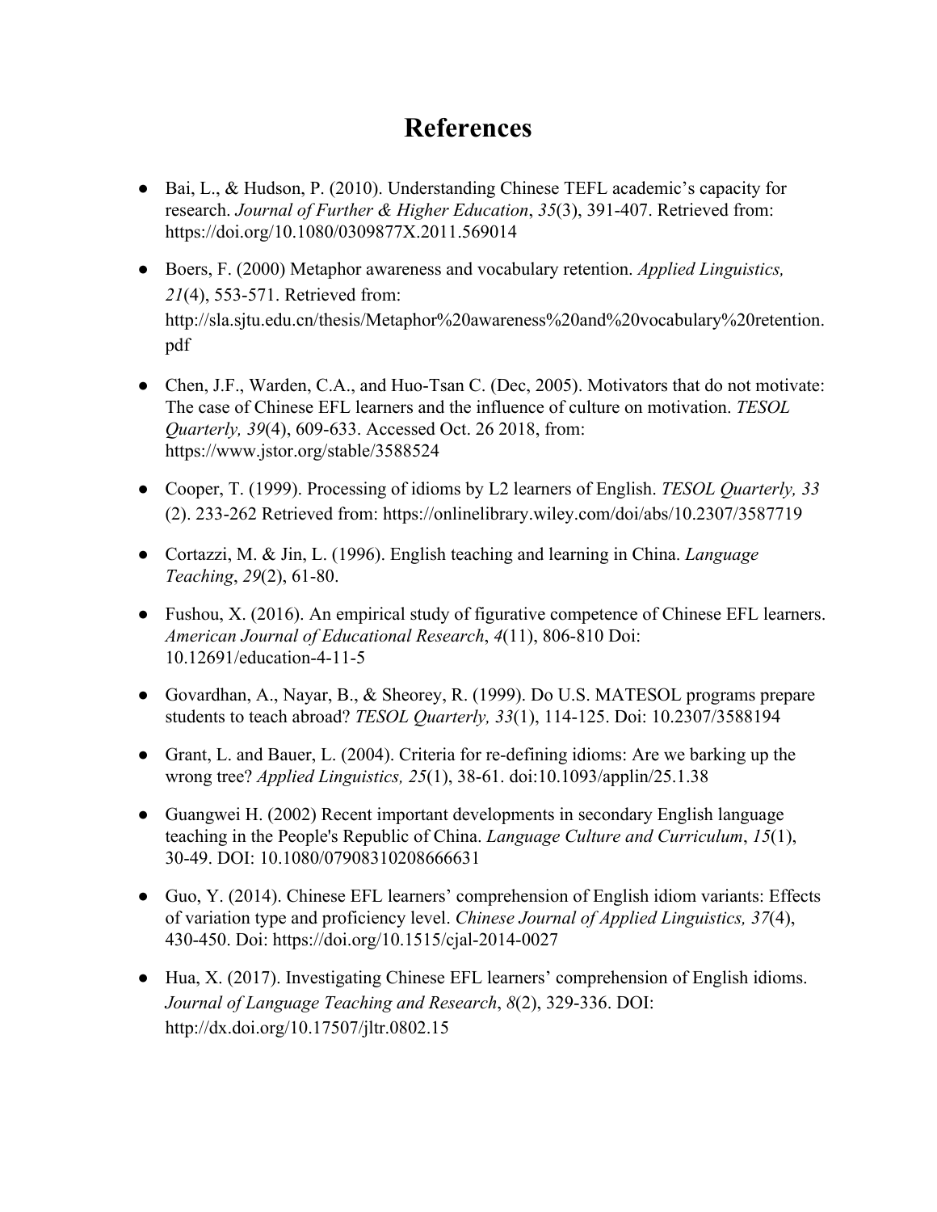# References

- Bai, L., & Hudson, P. (2010). Understanding Chinese TEFL academic's capacity for research. *Journal of Further & Higher Education*, *35*(3), 391-407. Retrieved from: https://doi.org/10.1080/0309877X.2011.569014

- Boers, F. (2000) Metaphor awareness and vocabulary retention. *Applied Linguistics, 21*(4), 553-571. Retrieved from: http://sla.sjtu.edu.cn/thesis/Metaphor%20awareness%20and%20vocabulary%20retention.pdf

- Chen, J.F., Warden, C.A., and Huo-Tsan C. (Dec, 2005). Motivators that do not motivate: The case of Chinese EFL learners and the influence of culture on motivation. *TESOL Quarterly, 39*(4), 609-633. Accessed Oct. 26 2018, from: https://www.jstor.org/stable/3588524

- Cooper, T. (1999). Processing of idioms by L2 learners of English. *TESOL Quarterly, 33* (2). 233-262 Retrieved from: https://onlinelibrary.wiley.com/doi/abs/10.2307/3587719

- Cortazzi, M. & Jin, L. (1996). English teaching and learning in China. *Language Teaching*, *29*(2), 61-80.

- Fushou, X. (2016). An empirical study of figurative competence of Chinese EFL learners. *American Journal of Educational Research*, *4*(11), 806-810 Doi: 10.12691/education-4-11-5

- Govardhan, A., Nayar, B., & Sheorey, R. (1999). Do U.S. MATESOL programs prepare students to teach abroad? *TESOL Quarterly, 33*(1), 114-125. Doi: 10.2307/3588194

- Grant, L. and Bauer, L. (2004). Criteria for re-defining idioms: Are we barking up the wrong tree? *Applied Linguistics, 25*(1), 38-61. doi:10.1093/applin/25.1.38

- Guangwei H. (2002) Recent important developments in secondary English language teaching in the People's Republic of China. *Language Culture and Curriculum*, *15*(1), 30-49. DOI: 10.1080/07908310208666631

- Guo, Y. (2014). Chinese EFL learners' comprehension of English idiom variants: Effects of variation type and proficiency level. *Chinese Journal of Applied Linguistics, 37*(4), 430-450. Doi: https://doi.org/10.1515/cjal-2014-0027

- Hua, X. (2017). Investigating Chinese EFL learners' comprehension of English idioms. *Journal of Language Teaching and Research*, *8*(2), 329-336. DOI: http://dx.doi.org/10.17507/jltr.0802.15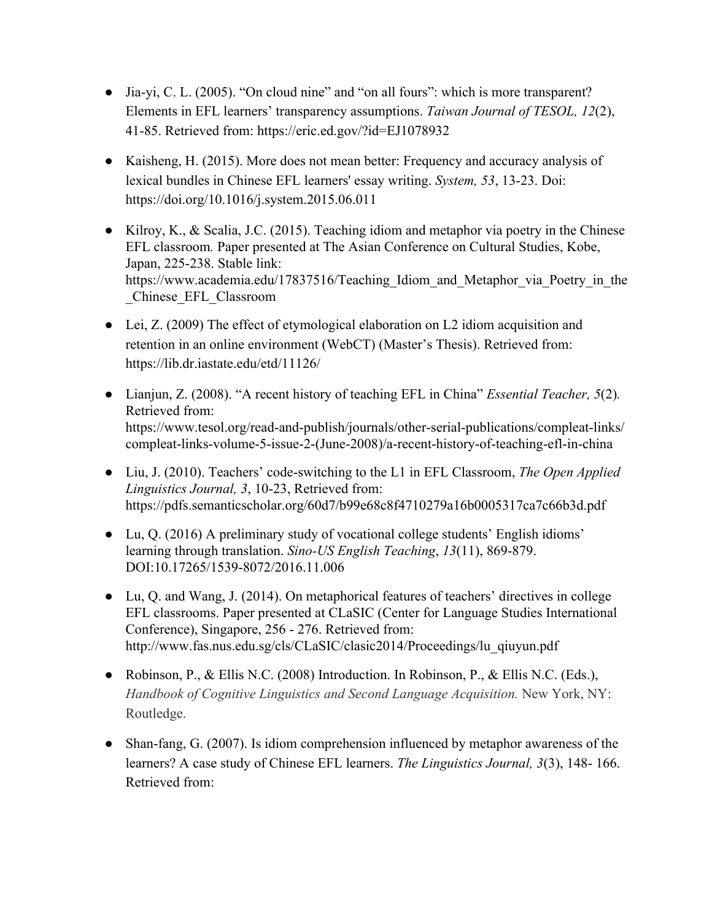- Jia-yi, C. L. (2005). “On cloud nine” and “on all fours”: which is more transparent? Elements in EFL learners’ transparency assumptions. *Taiwan Journal of TESOL, 12*(2), 41-85. Retrieved from: https://eric.ed.gov/?id=EJ1078932

- Kaisheng, H. (2015). More does not mean better: Frequency and accuracy analysis of lexical bundles in Chinese EFL learners' essay writing. *System, 53*, 13-23. Doi: https://doi.org/10.1016/j.system.2015.06.011

- Kilroy, K., & Scalia, J.C. (2015). Teaching idiom and metaphor via poetry in the Chinese EFL classroom*.* Paper presented at The Asian Conference on Cultural Studies, Kobe, Japan, 225-238. Stable link: https://www.academia.edu/17837516/Teaching_Idiom_and_Metaphor_via_Poetry_in_the_Chinese_EFL_Classroom

- Lei, Z. (2009) The effect of etymological elaboration on L2 idiom acquisition and retention in an online environment (WebCT) (Master’s Thesis). Retrieved from: https://lib.dr.iastate.edu/etd/11126/

- Lianjun, Z. (2008). “A recent history of teaching EFL in China” *Essential Teacher, 5*(2)*.* Retrieved from: https://www.tesol.org/read-and-publish/journals/other-serial-publications/compleat-links/compleat-links-volume-5-issue-2-(June-2008)/a-recent-history-of-teaching-efl-in-china

- Liu, J. (2010). Teachers’ code-switching to the L1 in EFL Classroom, *The Open Applied Linguistics Journal, 3*, 10-23, Retrieved from: https://pdfs.semanticscholar.org/60d7/b99e68c8f4710279a16b0005317ca7c66b3d.pdf

- Lu, Q. (2016) A preliminary study of vocational college students’ English idioms’ learning through translation. *Sino-US English Teaching*, *13*(11), 869-879. DOI:10.17265/1539-8072/2016.11.006

- Lu, Q. and Wang, J. (2014). On metaphorical features of teachers’ directives in college EFL classrooms. Paper presented at CLaSIC (Center for Language Studies International Conference), Singapore, 256 - 276. Retrieved from: http://www.fas.nus.edu.sg/cls/CLaSIC/clasic2014/Proceedings/lu_qiuyun.pdf

- Robinson, P., & Ellis N.C. (2008) Introduction. In Robinson, P., & Ellis N.C. (Eds.), *Handbook of Cognitive Linguistics and Second Language Acquisition.* New York, NY: Routledge.

- Shan-fang, G. (2007). Is idiom comprehension influenced by metaphor awareness of the learners? A case study of Chinese EFL learners. *The Linguistics Journal, 3*(3), 148- 166. Retrieved from: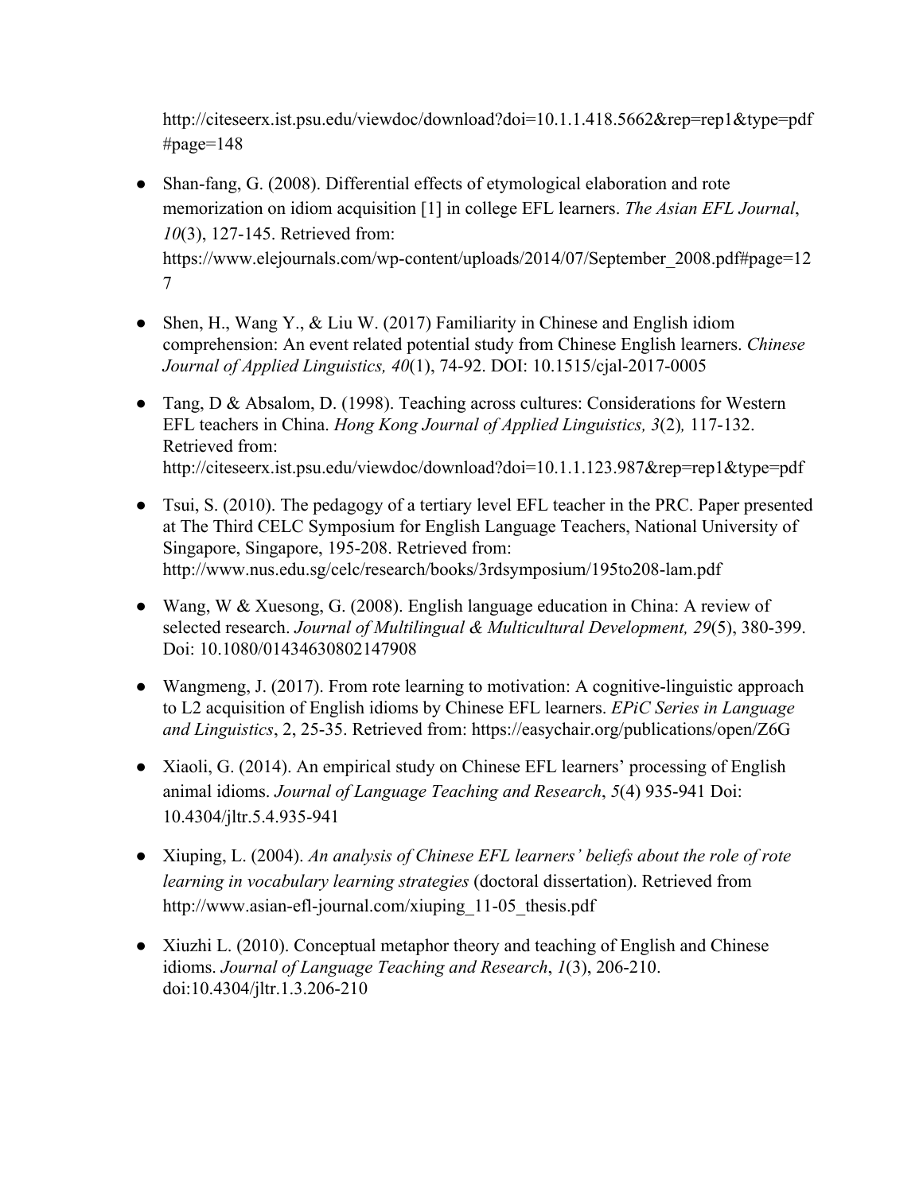http://citeseerx.ist.psu.edu/viewdoc/download?doi=10.1.1.418.5662&rep=rep1&type=pdf#page=148

- Shan-fang, G. (2008). Differential effects of etymological elaboration and rote memorization on idiom acquisition [1] in college EFL learners. *The Asian EFL Journal*, *10*(3), 127-145. Retrieved from: https://www.elejournals.com/wp-content/uploads/2014/07/September_2008.pdf#page=127

- Shen, H., Wang Y., & Liu W. (2017) Familiarity in Chinese and English idiom comprehension: An event related potential study from Chinese English learners. *Chinese Journal of Applied Linguistics, 40*(1), 74-92. DOI: 10.1515/cjal-2017-0005

- Tang, D & Absalom, D. (1998). Teaching across cultures: Considerations for Western EFL teachers in China. *Hong Kong Journal of Applied Linguistics, 3*(2)*,* 117-132. Retrieved from: http://citeseerx.ist.psu.edu/viewdoc/download?doi=10.1.1.123.987&rep=rep1&type=pdf

- Tsui, S. (2010). The pedagogy of a tertiary level EFL teacher in the PRC. Paper presented at The Third CELC Symposium for English Language Teachers, National University of Singapore, Singapore, 195-208. Retrieved from: http://www.nus.edu.sg/celc/research/books/3rdsymposium/195to208-lam.pdf

- Wang, W & Xuesong, G. (2008). English language education in China: A review of selected research. *Journal of Multilingual & Multicultural Development, 29*(5), 380-399. Doi: 10.1080/01434630802147908

- Wangmeng, J. (2017). From rote learning to motivation: A cognitive-linguistic approach to L2 acquisition of English idioms by Chinese EFL learners. *EPiC Series in Language and Linguistics*, 2, 25-35. Retrieved from: https://easychair.org/publications/open/Z6G

- Xiaoli, G. (2014). An empirical study on Chinese EFL learners' processing of English animal idioms. *Journal of Language Teaching and Research*, *5*(4) 935-941 Doi: 10.4304/jltr.5.4.935-941

- Xiuping, L. (2004). *An analysis of Chinese EFL learners' beliefs about the role of rote learning in vocabulary learning strategies* (doctoral dissertation). Retrieved from http://www.asian-efl-journal.com/xiuping_11-05_thesis.pdf

- Xiuzhi L. (2010). Conceptual metaphor theory and teaching of English and Chinese idioms. *Journal of Language Teaching and Research*, *1*(3), 206-210. doi:10.4304/jltr.1.3.206-210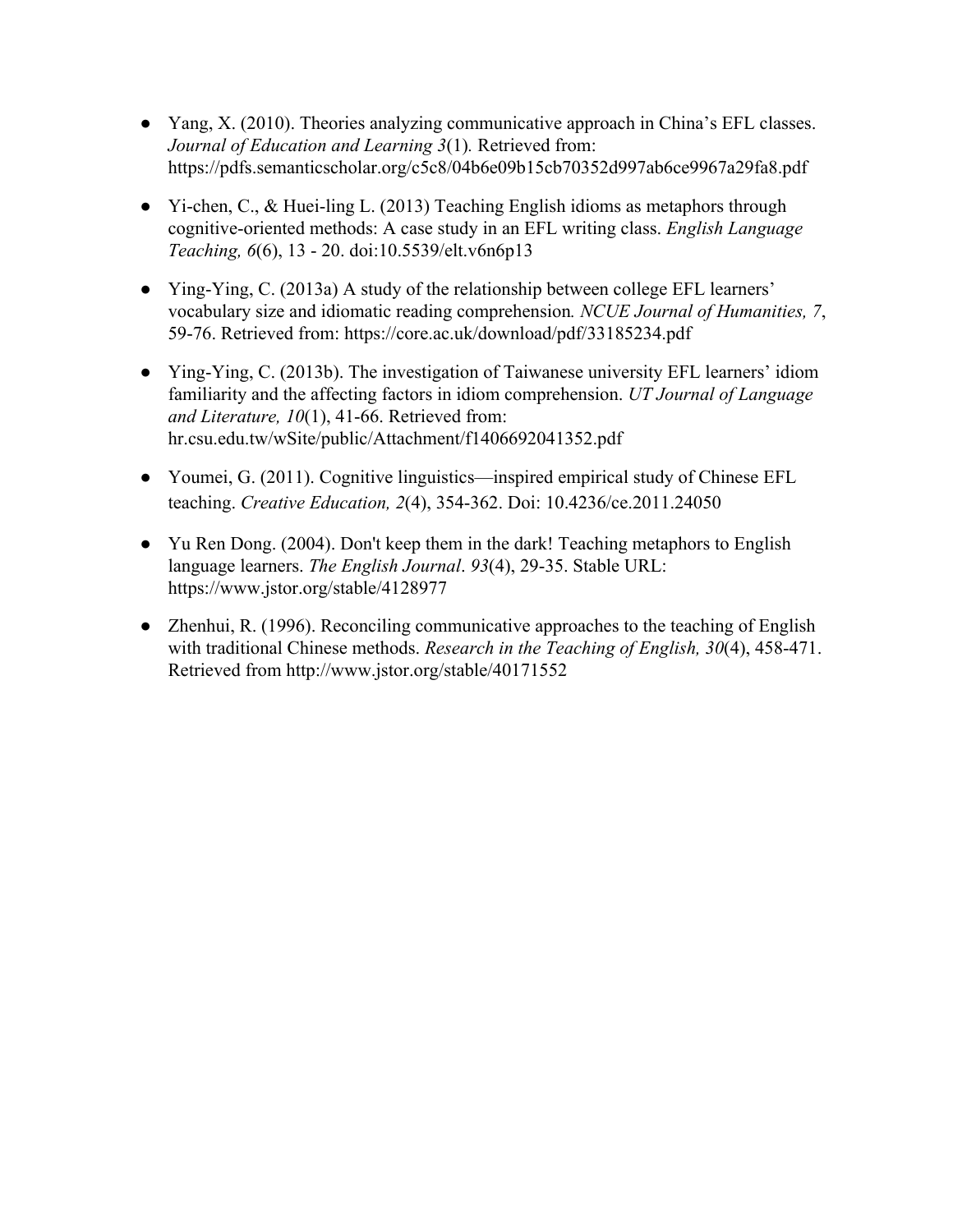- Yang, X. (2010). Theories analyzing communicative approach in China's EFL classes. *Journal of Education and Learning 3*(1). Retrieved from: https://pdfs.semanticscholar.org/c5c8/04b6e09b15cb70352d997ab6ce9967a29fa8.pdf

- Yi-chen, C., & Huei-ling L. (2013) Teaching English idioms as metaphors through cognitive-oriented methods: A case study in an EFL writing class. *English Language Teaching, 6*(6), 13 - 20. doi:10.5539/elt.v6n6p13

- Ying-Ying, C. (2013a) A study of the relationship between college EFL learners' vocabulary size and idiomatic reading comprehension*. NCUE Journal of Humanities, 7*, 59-76. Retrieved from: https://core.ac.uk/download/pdf/33185234.pdf

- Ying-Ying, C. (2013b). The investigation of Taiwanese university EFL learners' idiom familiarity and the affecting factors in idiom comprehension. *UT Journal of Language and Literature, 10*(1), 41-66. Retrieved from: hr.csu.edu.tw/wSite/public/Attachment/f1406692041352.pdf

- Youmei, G. (2011). Cognitive linguistics—inspired empirical study of Chinese EFL teaching. *Creative Education, 2*(4), 354-362. Doi: 10.4236/ce.2011.24050

- Yu Ren Dong. (2004). Don't keep them in the dark! Teaching metaphors to English language learners. *The English Journal*. *93*(4), 29-35. Stable URL: https://www.jstor.org/stable/4128977

- Zhenhui, R. (1996). Reconciling communicative approaches to the teaching of English with traditional Chinese methods. *Research in the Teaching of English, 30*(4), 458-471. Retrieved from http://www.jstor.org/stable/40171552